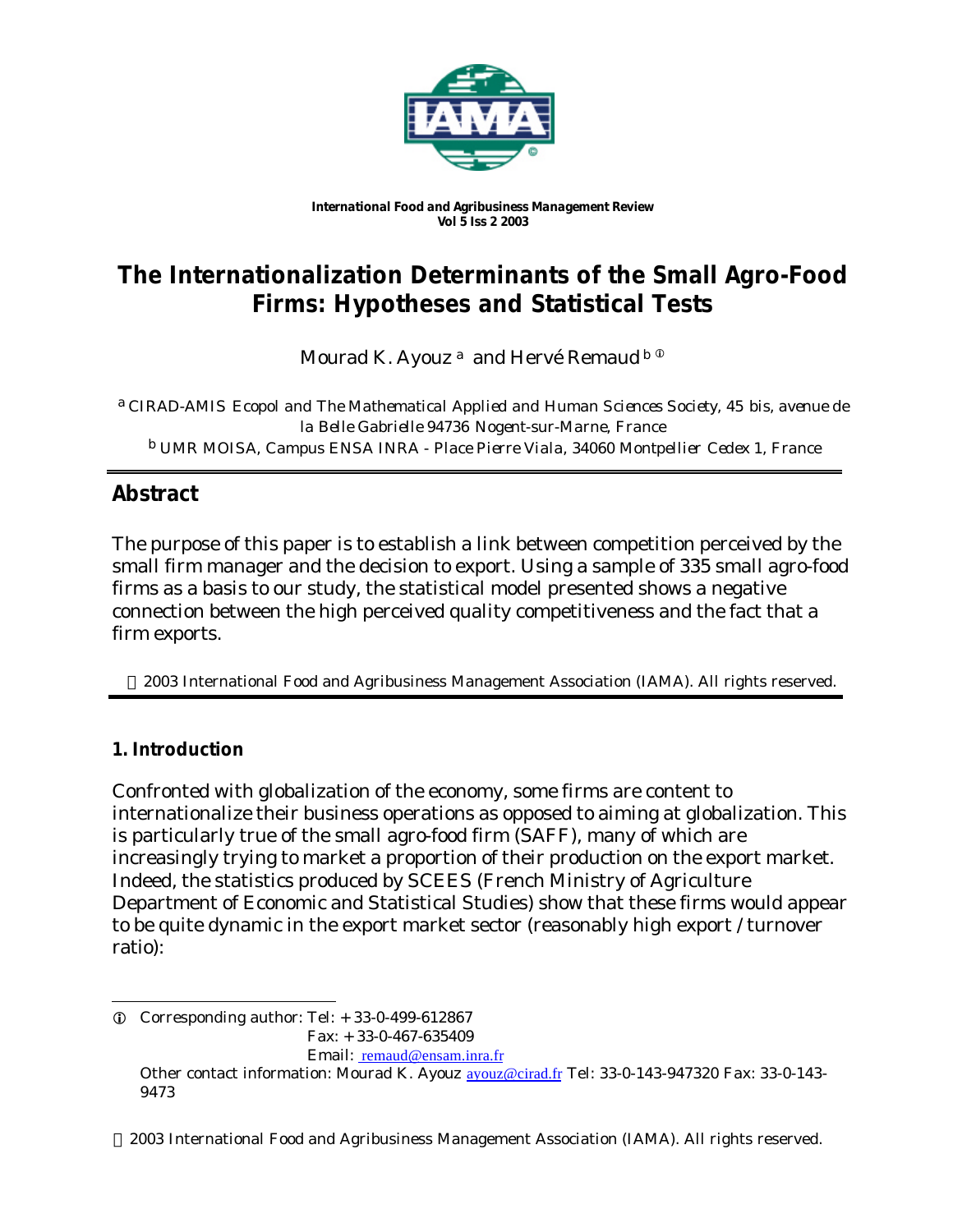**International Food and Agribusiness Management Review**
**Vol 5 Iss 2 2003**

# The Internationalization Determinants of the Small Agro-Food Firms: Hypotheses and Statistical Tests

Mourad K. Ayouz [a] and Hervé Remaud [b ①]

[a] CIRAD-AMIS Ecopol and The Mathematical Applied and Human Sciences Society, 45 bis, avenue de la Belle Gabrielle 94736 Nogent-sur-Marne, France

[b] UMR MOISA, Campus ENSA INRA - Place Pierre Viala, 34060 Montpellier Cedex 1, France

## Abstract

The purpose of this paper is to establish a link between competition perceived by the small firm manager and the decision to export. Using a sample of 335 small agro-food firms as a basis to our study, the statistical model presented shows a negative connection between the high perceived quality competitiveness and the fact that a firm exports.

© 2003 International Food and Agribusiness Management Association (IAMA). All rights reserved.

## 1. Introduction

Confronted with globalization of the economy, some firms are content to internationalize their business operations as opposed to aiming at globalization. This is particularly true of the small agro-food firm (SAFF), many of which are increasingly trying to market a proportion of their production on the export market. Indeed, the statistics produced by SCEES (French Ministry of Agriculture Department of Economic and Statistical Studies) show that these firms would appear to be quite dynamic in the export market sector (reasonably high export / turnover ratio):

① Corresponding author: Tel: + 33-0-499-612867
Fax: + 33-0-467-635409
Email: remaud@ensam.inra.fr

Other contact information: Mourad K. Ayouz ayouz@cirad.fr Tel: 33-0-143-947320 Fax: 33-0-143-9473

© 2003 International Food and Agribusiness Management Association (IAMA). All rights reserved.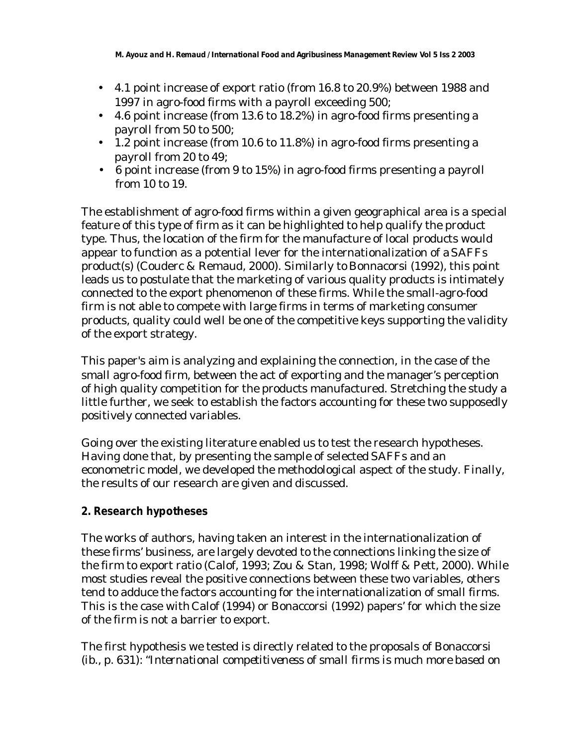- 4.1 point increase of export ratio (from 16.8 to 20.9%) between 1988 and 1997 in agro-food firms with a payroll exceeding 500;
- 4.6 point increase (from 13.6 to 18.2%) in agro-food firms presenting a payroll from 50 to 500;
- 1.2 point increase (from 10.6 to 11.8%) in agro-food firms presenting a payroll from 20 to 49;
- 6 point increase (from 9 to 15%) in agro-food firms presenting a payroll from 10 to 19.

The establishment of agro-food firms within a given geographical area is a special feature of this type of firm as it can be highlighted to help qualify the product type. Thus, the location of the firm for the manufacture of local products would appear to function as a potential lever for the internationalization of a SAFFs product(s) (Couderc & Remaud, 2000). Similarly to Bonnacorsi (1992), this point leads us to postulate that the marketing of various quality products is intimately connected to the export phenomenon of these firms. While the small-agro-food firm is not able to compete with large firms in terms of marketing consumer products, quality could well be one of the competitive keys supporting the validity of the export strategy.

This paper's aim is analyzing and explaining the connection, in the case of the small agro-food firm, between the act of exporting and the manager's perception of high quality competition for the products manufactured. Stretching the study a little further, we seek to establish the factors accounting for these two supposedly positively connected variables.

Going over the existing literature enabled us to test the research hypotheses. Having done that, by presenting the sample of selected SAFFs and an econometric model, we developed the methodological aspect of the study. Finally, the results of our research are given and discussed.

## 2. Research hypotheses

The works of authors, having taken an interest in the internationalization of these firms' business, are largely devoted to the connections linking the size of the firm to export ratio (Calof, 1993; Zou & Stan, 1998; Wolff & Pett, 2000). While most studies reveal the positive connections between these two variables, others tend to adduce the factors accounting for the internationalization of small firms. This is the case with Calof (1994) or Bonaccorsi (1992) papers' for which the size of the firm is not a barrier to export.

The first hypothesis we tested is directly related to the proposals of Bonaccorsi (ib., p. 631): "*International competitiveness of small firms is much more based on*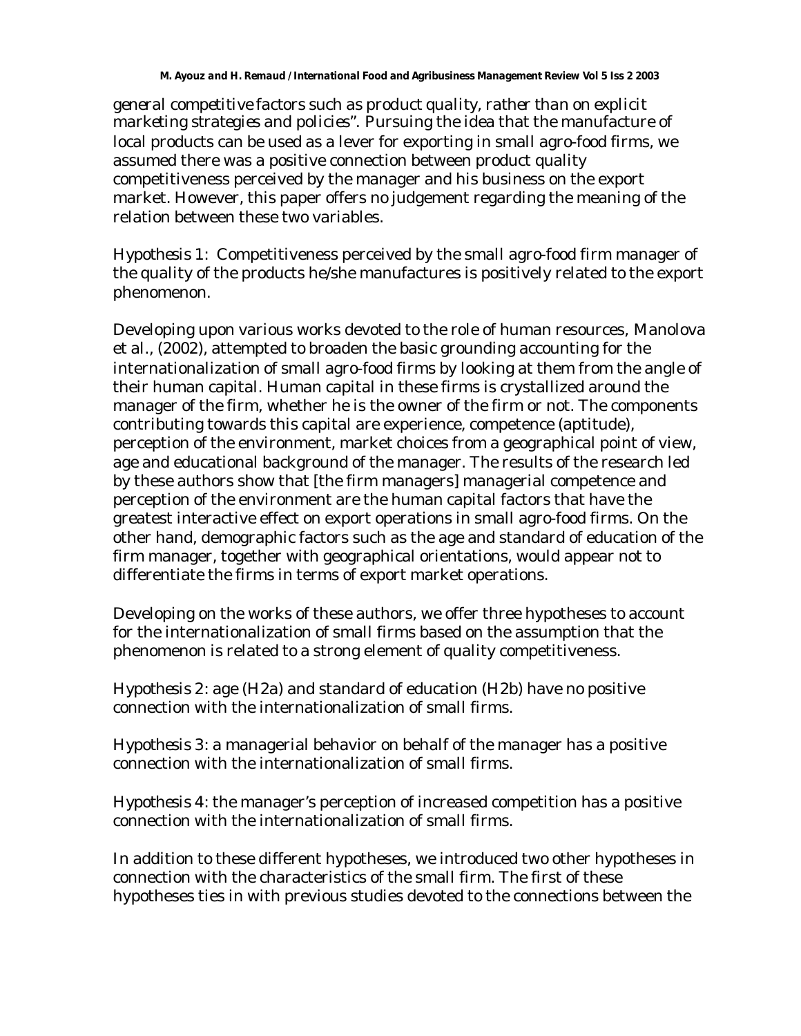general competitive factors such as product quality, rather than on explicit marketing strategies and policies". Pursuing the idea that the manufacture of local products can be used as a lever for exporting in small agro-food firms, we assumed there was a positive connection between product quality competitiveness perceived by the manager and his business on the export market. However, this paper offers no judgement regarding the meaning of the relation between these two variables.

Hypothesis 1: Competitiveness perceived by the small agro-food firm manager of the quality of the products he/she manufactures is positively related to the export phenomenon.

Developing upon various works devoted to the role of human resources, Manolova et al., (2002), attempted to broaden the basic grounding accounting for the internationalization of small agro-food firms by looking at them from the angle of their human capital. Human capital in these firms is crystallized around the manager of the firm, whether he is the owner of the firm or not. The components contributing towards this capital are experience, competence (aptitude), perception of the environment, market choices from a geographical point of view, age and educational background of the manager. The results of the research led by these authors show that [the firm managers] managerial competence and perception of the environment are the human capital factors that have the greatest interactive effect on export operations in small agro-food firms. On the other hand, demographic factors such as the age and standard of education of the firm manager, together with geographical orientations, would appear not to differentiate the firms in terms of export market operations.

Developing on the works of these authors, we offer three hypotheses to account for the internationalization of small firms based on the assumption that the phenomenon is related to a strong element of quality competitiveness.

Hypothesis 2: age (H2a) and standard of education (H2b) have no positive connection with the internationalization of small firms.

Hypothesis 3: a managerial behavior on behalf of the manager has a positive connection with the internationalization of small firms.

Hypothesis 4: the manager's perception of increased competition has a positive connection with the internationalization of small firms.

In addition to these different hypotheses, we introduced two other hypotheses in connection with the characteristics of the small firm. The first of these hypotheses ties in with previous studies devoted to the connections between the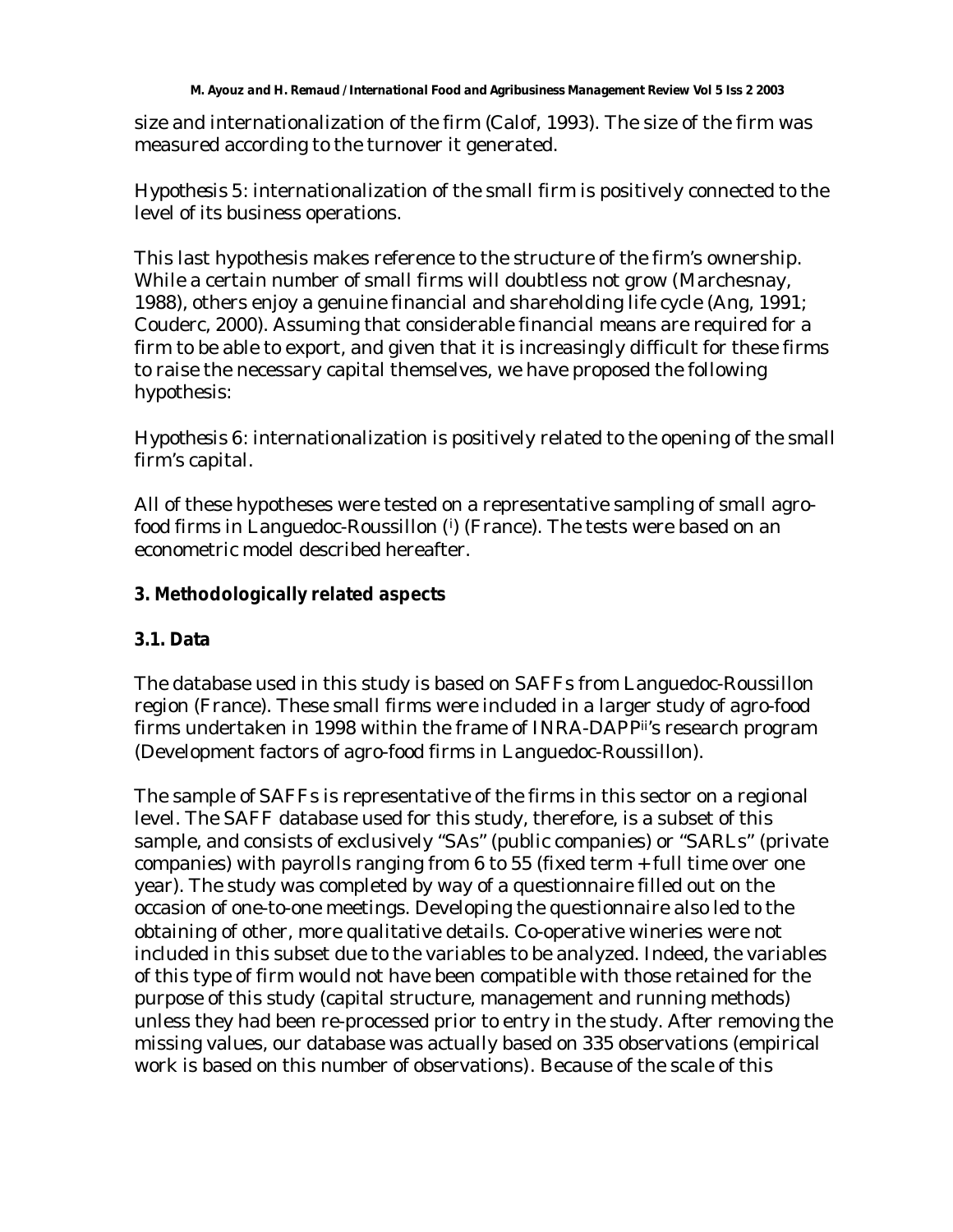size and internationalization of the firm (Calof, 1993). The size of the firm was measured according to the turnover it generated.

*Hypothesis 5: internationalization of the small firm is positively connected to the level of its business operations.*

This last hypothesis makes reference to the structure of the firm's ownership. While a certain number of small firms will doubtless not grow (Marchesnay, 1988), others enjoy a genuine financial and shareholding life cycle (Ang, 1991; Couderc, 2000). Assuming that considerable financial means are required for a firm to be able to export, and given that it is increasingly difficult for these firms to raise the necessary capital themselves, we have proposed the following hypothesis:

*Hypothesis 6: internationalization is positively related to the opening of the small firm's capital.*

All of these hypotheses were tested on a representative sampling of small agro-food firms in Languedoc-Roussillon ([i]) (France). The tests were based on an econometric model described hereafter.

## 3. Methodologically related aspects

### 3.1. Data

The database used in this study is based on SAFFs from Languedoc-Roussillon region (France). These small firms were included in a larger study of agro-food firms undertaken in 1998 within the frame of INRA-DAPP[ii]'s research program (Development factors of agro-food firms in Languedoc-Roussillon).

The sample of SAFFs is representative of the firms in this sector on a regional level. The SAFF database used for this study, therefore, is a subset of this sample, and consists of exclusively "SAs" (public companies) or "SARLs" (private companies) with payrolls ranging from 6 to 55 (fixed term + full time over one year). The study was completed by way of a questionnaire filled out on the occasion of one-to-one meetings. Developing the questionnaire also led to the obtaining of other, more qualitative details. Co-operative wineries were not included in this subset due to the variables to be analyzed. Indeed, the variables of this type of firm would not have been compatible with those retained for the purpose of this study (capital structure, management and running methods) unless they had been re-processed prior to entry in the study. After removing the missing values, our database was actually based on 335 observations (empirical work is based on this number of observations). Because of the scale of this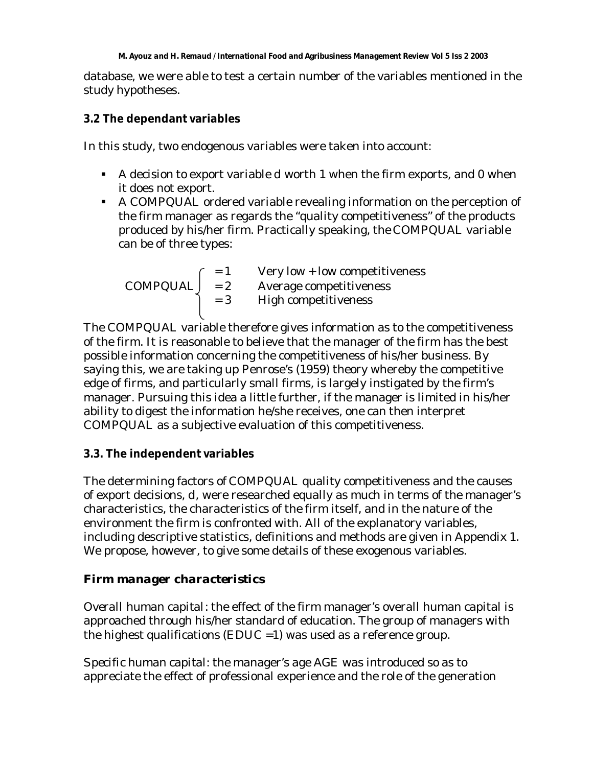database, we were able to test a certain number of the variables mentioned in the study hypotheses.

### 3.2 The dependant variables

In this study, two endogenous variables were taken into account:

- A decision to export variable *d* worth 1 when the firm exports, and 0 when it does not export.
- A *COMPQUAL* ordered variable revealing information on the perception of the firm manager as regards the "quality competitiveness" of the products produced by his/her firm. Practically speaking, the *COMPQUAL* variable can be of three types:

$$COMPQUAL \begin{cases} = 1 & \text{Very low + low competitiveness} \\ = 2 & \text{Average competitiveness} \\ = 3 & \text{High competitiveness} \end{cases}$$

The *COMPQUAL* variable therefore gives information as to the competitiveness of the firm. It is reasonable to believe that the manager of the firm has the best possible information concerning the competitiveness of his/her business. By saying this, we are taking up Penrose's (1959) theory whereby the competitive edge of firms, and particularly small firms, is largely instigated by the firm's manager. Pursuing this idea a little further, if the manager is limited in his/her ability to digest the information he/she receives, one can then interpret *COMPQUAL* as a subjective evaluation of this competitiveness.

### 3.3. The independent variables

The determining factors of *COMPQUAL* quality competitiveness and the causes of export decisions, *d*, were researched equally as much in terms of the manager's characteristics, the characteristics of the firm itself, and in the nature of the environment the firm is confronted with. All of the explanatory variables, including descriptive statistics, definitions and methods are given in Appendix 1. We propose, however, to give some details of these exogenous variables.

#### *Firm manager characteristics*

*Overall human capital*: the effect of the firm manager's overall human capital is approached through his/her standard of education. The group of managers with the highest qualifications (*EDUC* =1) was used as a reference group.

*Specific human capital*: the manager's age *AGE* was introduced so as to appreciate the effect of professional experience and the role of the generation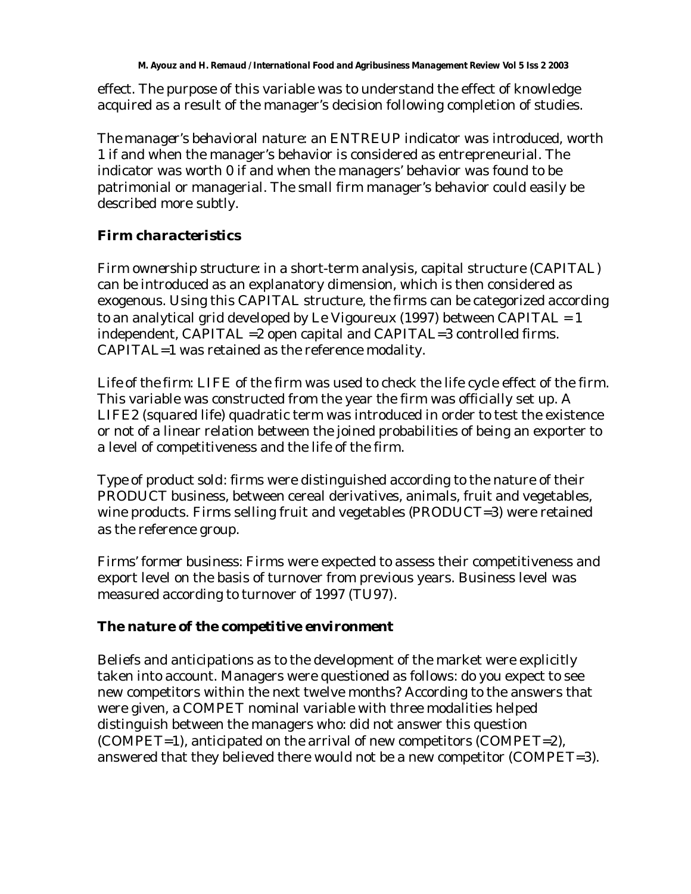effect. The purpose of this variable was to understand the effect of knowledge acquired as a result of the manager's decision following completion of studies.

*The manager's behavioral nature*: an ENTREUP indicator was introduced, worth 1 if and when the manager's behavior is considered as entrepreneurial. The indicator was worth 0 if and when the managers' behavior was found to be patrimonial or managerial. The small firm manager's behavior could easily be described more subtly.

### *Firm characteristics*

*Firm ownership structure*: in a short-term analysis, capital structure (CAPITAL) can be introduced as an explanatory dimension, which is then considered as exogenous. Using this CAPITAL structure, the firms can be categorized according to an analytical grid developed by Le Vigoureux (1997) between CAPITAL = 1 independent, CAPITAL =2 open capital and CAPITAL=3 controlled firms. CAPITAL=1 was retained as the reference modality.

*Life of the firm*: LIFE of the firm was used to check the life cycle effect of the firm. This variable was constructed from the year the firm was officially set up. A LIFE2 (squared life) quadratic term was introduced in order to test the existence or not of a linear relation between the joined probabilities of being an exporter to a level of competitiveness and the life of the firm.

*Type of product sold*: firms were distinguished according to the nature of their PRODUCT business, between cereal derivatives, animals, fruit and vegetables, wine products. Firms selling fruit and vegetables (PRODUCT=3) were retained as the reference group.

*Firms' former business*: Firms were expected to assess their competitiveness and export level on the basis of turnover from previous years. Business level was measured according to turnover of 1997 (TU97).

### *The nature of the competitive environment*

Beliefs and anticipations as to the development of the market were explicitly taken into account. Managers were questioned as follows: do you expect to see new competitors within the next twelve months? According to the answers that were given, a COMPET nominal variable with three modalities helped distinguish between the managers who: did not answer this question (COMPET=1), anticipated on the arrival of new competitors (COMPET=2), answered that they believed there would not be a new competitor (COMPET=3).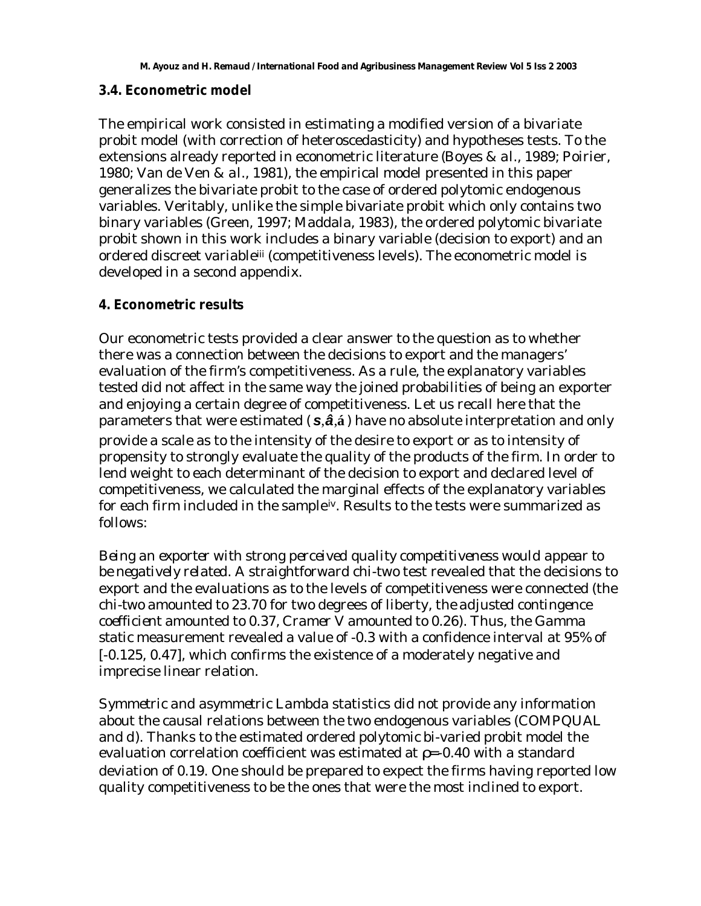### 3.4. Econometric model

The empirical work consisted in estimating a modified version of a bivariate probit model (with correction of heteroscedasticity) and hypotheses tests. To the extensions already reported in econometric literature (Boyes & *al.*, 1989; Poirier, 1980; Van de Ven & *al.*, 1981), the empirical model presented in this paper generalizes the bivariate probit to the case of ordered polytomic endogenous variables. Veritably, unlike the simple bivariate probit which only contains two binary variables (Green, 1997; Maddala, 1983), the ordered polytomic bivariate probit shown in this work includes a binary variable (decision to export) and an ordered discreet variable[iii] (competitiveness levels). The econometric model is developed in a second appendix.

## 4. Econometric results

Our econometric tests provided a clear answer to the question as to whether there was a connection between the decisions to export and the managers' evaluation of the firm's competitiveness. As a rule, the explanatory variables tested did not affect in the same way the joined probabilities of being an exporter and enjoying a certain degree of competitiveness. Let us recall here that the parameters that were estimated ($\sigma, \beta, \alpha$) have no absolute interpretation and only provide a scale as to the intensity of the desire to export or as to intensity of propensity to strongly evaluate the quality of the products of the firm. In order to lend weight to each determinant of the decision to export and declared level of competitiveness, we calculated the marginal effects of the explanatory variables for each firm included in the sample[iv]. Results to the tests were summarized as follows:

*Being an exporter with strong perceived quality competitiveness would appear to be negatively related.* A straightforward chi-two test revealed that the decisions to export and the evaluations as to the levels of competitiveness were connected (the chi-two amounted to 23.70 for two degrees of liberty, the *adjusted contingence coefficient* amounted to 0.37, *Cramer V* amounted to 0.26). Thus, the Gamma static measurement revealed a value of -0.3 with a confidence interval at 95% of [-0.125, 0.47], which confirms the existence of a moderately negative and imprecise linear relation.

Symmetric and asymmetric Lambda statistics did not provide any information about the causal relations between the two endogenous variables (COMPQUAL and d). Thanks to the estimated ordered polytomic bi-varied probit model the evaluation correlation coefficient was estimated at $\rho$=-0.40 with a standard deviation of 0.19. One should be prepared to expect the firms having reported low quality competitiveness to be the ones that were the most inclined to export.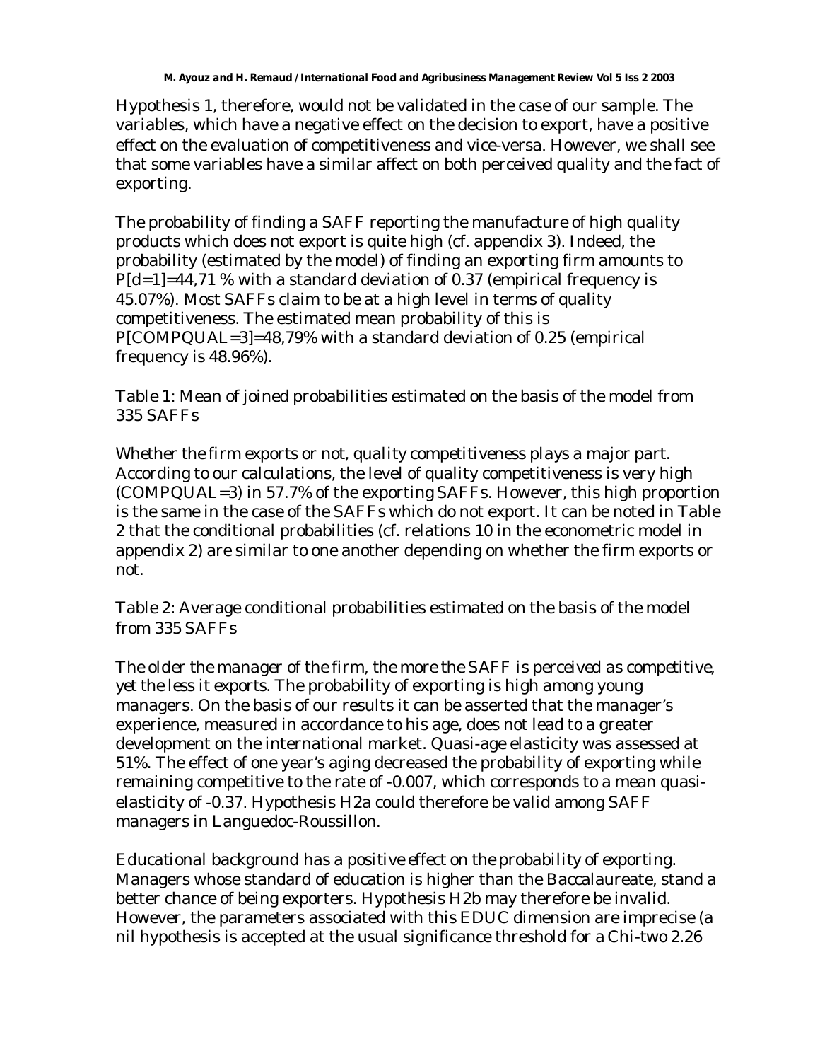Hypothesis 1, therefore, would not be validated in the case of our sample. The variables, which have a negative effect on the decision to export, have a positive effect on the evaluation of competitiveness and vice-versa. However, we shall see that some variables have a similar affect on both perceived quality and the fact of exporting.

The probability of finding a SAFF reporting the manufacture of high quality products which does not export is quite high (cf. appendix 3). Indeed, the probability (estimated by the model) of finding an exporting firm amounts to $P[d=1]=44{,}71$ % with a standard deviation of 0.37 (empirical frequency is 45.07%). Most SAFFs claim to be at a high level in terms of quality competitiveness. The estimated mean probability of this is $P[COMPQUAL=3]=48{,}79\%$ with a standard deviation of 0.25 (empirical frequency is 48.96%).

Table 1: Mean of joined probabilities estimated on the basis of the model from 335 SAFFs

*Whether the firm exports or not, quality competitiveness plays a major part.* According to our calculations, the level of quality competitiveness is very high (COMPQUAL=3) in 57.7% of the exporting SAFFs. However, this high proportion is the same in the case of the SAFFs which do not export. It can be noted in Table 2 that the conditional probabilities (cf. relations 10 in the econometric model in appendix 2) are similar to one another depending on whether the firm exports or not.

Table 2: Average conditional probabilities estimated on the basis of the model from 335 SAFFs

*The older the manager of the firm, the more the SAFF is perceived as competitive, yet the less it exports.* The probability of exporting is high among young managers. On the basis of our results it can be asserted that the manager's experience, measured in accordance to his age, does not lead to a greater development on the international market. Quasi-age elasticity was assessed at 51%. The effect of one year's aging decreased the probability of exporting while remaining competitive to the rate of -0.007, which corresponds to a mean quasi-elasticity of -0.37. Hypothesis H2a could therefore be valid among SAFF managers in Languedoc-Roussillon.

*Educational background has a positive effect on the probability of exporting.* Managers whose standard of education is higher than the Baccalaureate, stand a better chance of being exporters. Hypothesis H2b may therefore be invalid. However, the parameters associated with this EDUC dimension are imprecise (a nil hypothesis is accepted at the usual significance threshold for a Chi-two 2.26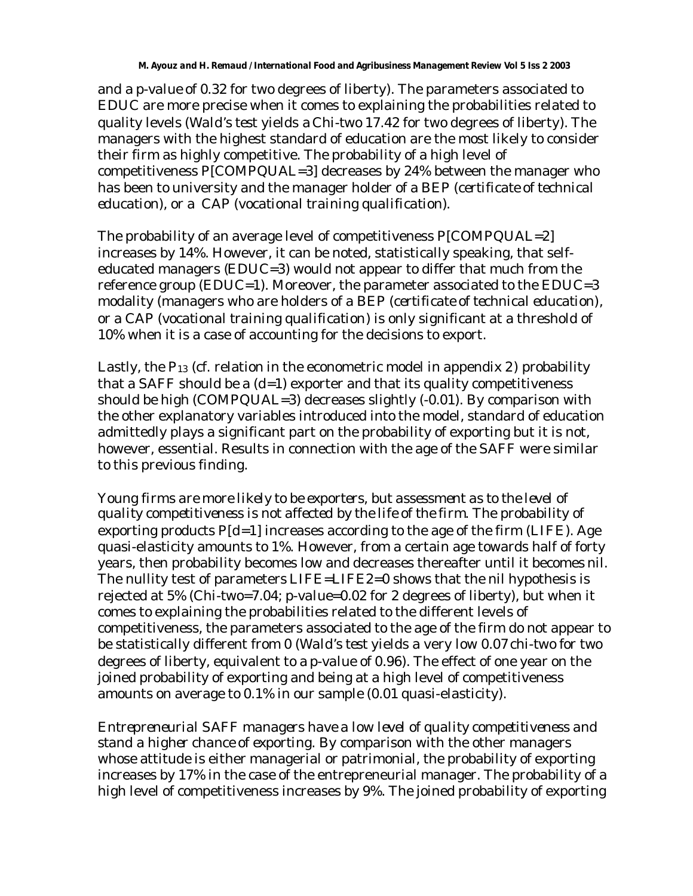and a p-value of 0.32 for two degrees of liberty). The parameters associated to EDUC are more precise when it comes to explaining the probabilities related to quality levels (Wald's test yields a Chi-two 17.42 for two degrees of liberty). The managers with the highest standard of education are the most likely to consider their firm as highly competitive. The probability of a high level of competitiveness P[COMPQUAL=3] decreases by 24% between the manager who has been to university and the manager holder of a BEP (*certificate of technical education*), or a CAP (*vocational training qualification*).

The probability of an average level of competitiveness P[COMPQUAL=2] increases by 14%. However, it can be noted, statistically speaking, that self-educated managers (EDUC=3) would not appear to differ that much from the reference group (EDUC=1). Moreover, the parameter associated to the EDUC=3 modality (managers who are holders of a BEP (*certificate of technical education*), or a CAP (*vocational training qualification*) is only significant at a threshold of 10% when it is a case of accounting for the decisions to export.

Lastly, the $P_{13}$ (cf. relation in the econometric model in appendix 2) probability that a SAFF should be a (d=1) exporter and that its quality competitiveness should be high (COMPQUAL=3) decreases slightly (-0.01). By comparison with the other explanatory variables introduced into the model, standard of education admittedly plays a significant part on the probability of exporting but it is not, however, essential. Results in connection with the age of the SAFF were similar to this previous finding.

*Young firms are more likely to be exporters, but assessment as to the level of quality competitiveness is not affected by the life of the firm.* The probability of exporting products P[d=1] increases according to the age of the firm (LIFE). Age quasi-elasticity amounts to 1%. However, from a certain age towards half of forty years, then probability becomes low and decreases thereafter until it becomes nil. The nullity test of parameters LIFE=LIFE2=0 shows that the nil hypothesis is rejected at 5% (Chi-two=7.04; p-value=0.02 for 2 degrees of liberty), but when it comes to explaining the probabilities related to the different levels of competitiveness, the parameters associated to the age of the firm do not appear to be statistically different from 0 (Wald's test yields a very low 0.07 chi-two for two degrees of liberty, equivalent to a p-value of 0.96). The effect of one year on the joined probability of exporting and being at a high level of competitiveness amounts on average to 0.1% in our sample (0.01 quasi-elasticity).

*Entrepreneurial SAFF managers have a low level of quality competitiveness and stand a higher chance of exporting.* By comparison with the other managers whose attitude is either managerial or patrimonial, the probability of exporting increases by 17% in the case of the entrepreneurial manager. The probability of a high level of competitiveness increases by 9%. The joined probability of exporting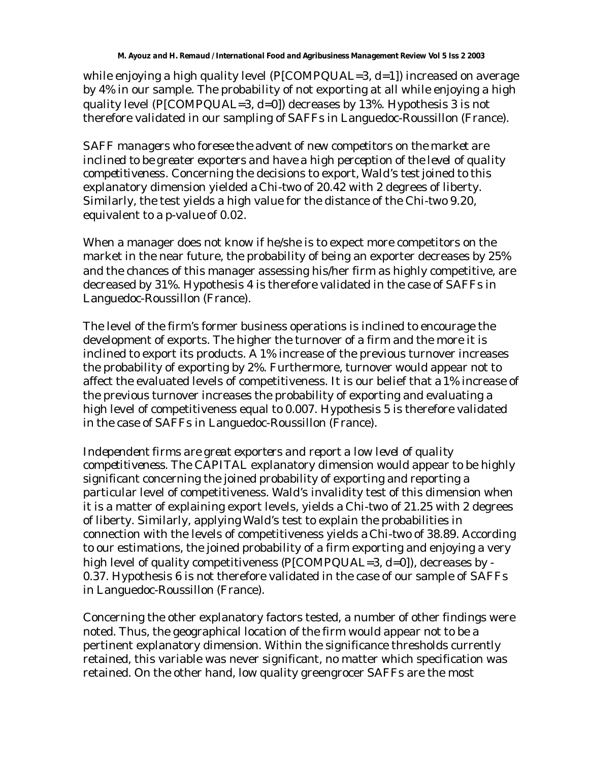while enjoying a high quality level (P[COMPQUAL=3, d=1]) increased on average by 4% in our sample. The probability of not exporting at all while enjoying a high quality level (P[COMPQUAL=3, d=0]) decreases by 13%. Hypothesis 3 is not therefore validated in our sampling of SAFFs in Languedoc-Roussillon (France).

*SAFF managers who foresee the advent of new competitors on the market are inclined to be greater exporters and have a high perception of the level of quality competitiveness.* Concerning the decisions to export, Wald's test joined to this explanatory dimension yielded a Chi-two of 20.42 with 2 degrees of liberty. Similarly, the test yields a high value for the distance of the Chi-two 9.20, equivalent to a p-value of 0.02.

When a manager does not know if he/she is to expect more competitors on the market in the near future, the probability of being an exporter decreases by 25% and the chances of this manager assessing his/her firm as highly competitive, are decreased by 31%. Hypothesis 4 is therefore validated in the case of SAFFs in Languedoc-Roussillon (France).

The level of the firm's former business operations is inclined to encourage the development of exports. The higher the turnover of a firm and the more it is inclined to export its products. A 1% increase of the previous turnover increases the probability of exporting by 2%. Furthermore, turnover would appear not to affect the evaluated levels of competitiveness. It is our belief that a 1% increase of the previous turnover increases the probability of exporting and evaluating a high level of competitiveness equal to 0.007. Hypothesis 5 is therefore validated in the case of SAFFs in Languedoc-Roussillon (France).

*Independent firms are great exporters and report a low level of quality competitiveness.* The CAPITAL explanatory dimension would appear to be highly significant concerning the joined probability of exporting and reporting a particular level of competitiveness. Wald's invalidity test of this dimension when it is a matter of explaining export levels, yields a Chi-two of 21.25 with 2 degrees of liberty. Similarly, applying Wald's test to explain the probabilities in connection with the levels of competitiveness yields a Chi-two of 38.89. According to our estimations, the joined probability of a firm exporting and enjoying a very high level of quality competitiveness (P[COMPQUAL=3, d=0]), decreases by -0.37. Hypothesis 6 is not therefore validated in the case of our sample of SAFFs in Languedoc-Roussillon (France).

Concerning the other explanatory factors tested, a number of other findings were noted. Thus, the geographical location of the firm would appear not to be a pertinent explanatory dimension. Within the significance thresholds currently retained, this variable was never significant, no matter which specification was retained. On the other hand, low quality greengrocer SAFFs are the most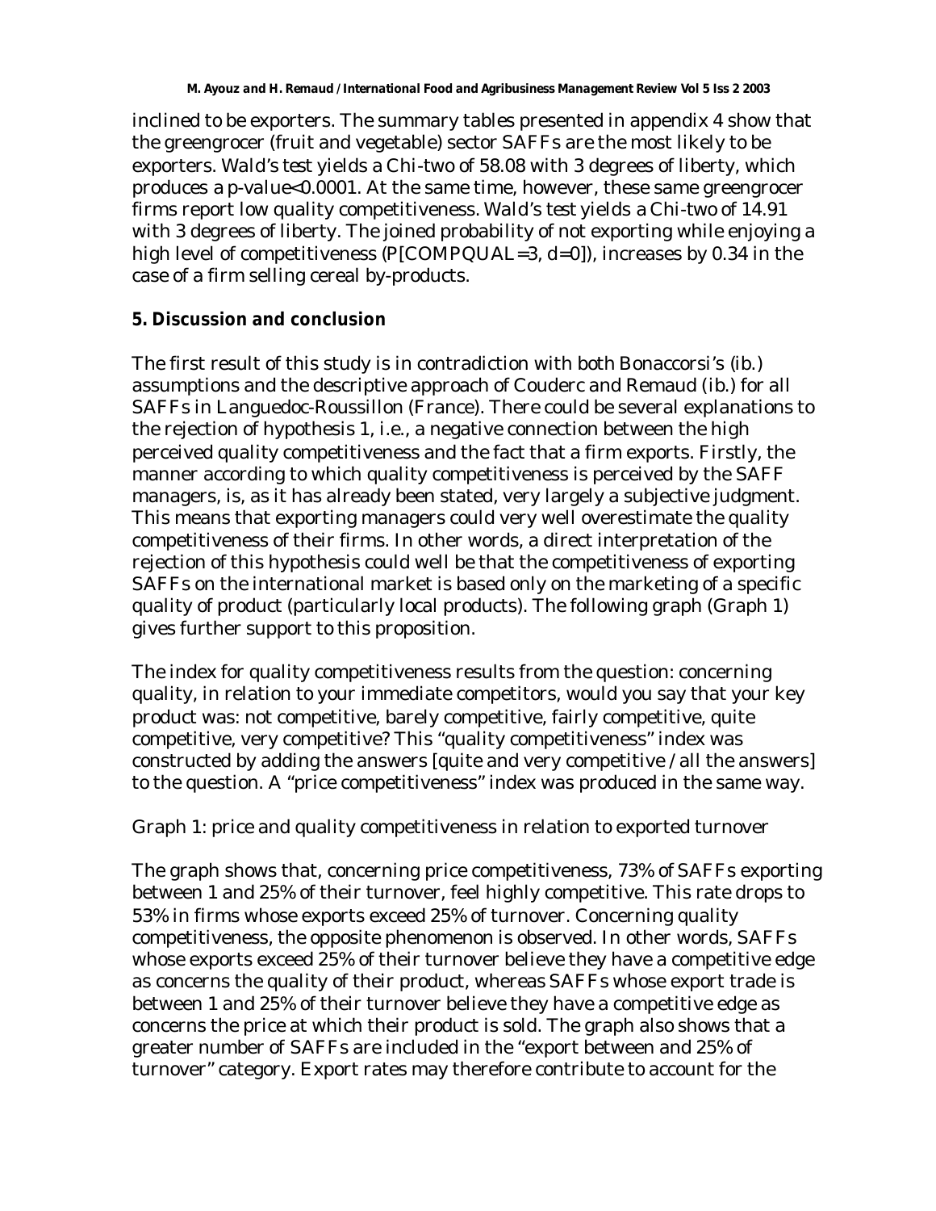inclined to be exporters. The summary tables presented in appendix 4 show that the greengrocer (fruit and vegetable) sector SAFFs are the most likely to be exporters. Wald's test yields a Chi-two of 58.08 with 3 degrees of liberty, which produces a p-value<0.0001. At the same time, however, these same greengrocer firms report low quality competitiveness. Wald's test yields a Chi-two of 14.91 with 3 degrees of liberty. The joined probability of not exporting while enjoying a high level of competitiveness (P[COMPQUAL=3, d=0]), increases by 0.34 in the case of a firm selling cereal by-products.

## 5. Discussion and conclusion

The first result of this study is in contradiction with both Bonaccorsi's (ib.) assumptions and the descriptive approach of Couderc and Remaud (ib.) for all SAFFs in Languedoc-Roussillon (France). There could be several explanations to the rejection of hypothesis 1, i.e., a negative connection between the high perceived quality competitiveness and the fact that a firm exports. Firstly, the manner according to which quality competitiveness is perceived by the SAFF managers, is, as it has already been stated, very largely a subjective judgment. This means that exporting managers could very well overestimate the quality competitiveness of their firms. In other words, a direct interpretation of the rejection of this hypothesis could well be that the competitiveness of exporting SAFFs on the international market is based only on the marketing of a specific quality of product (particularly local products). The following graph (Graph 1) gives further support to this proposition.

The index for quality competitiveness results from the question: concerning quality, in relation to your immediate competitors, would you say that your key product was: not competitive, barely competitive, fairly competitive, quite competitive, very competitive? This "quality competitiveness" index was constructed by adding the answers [quite and very competitive / all the answers] to the question. A "price competitiveness" index was produced in the same way.

Graph 1: price and quality competitiveness in relation to exported turnover

The graph shows that, concerning price competitiveness, 73% of SAFFs exporting between 1 and 25% of their turnover, feel highly competitive. This rate drops to 53% in firms whose exports exceed 25% of turnover. Concerning quality competitiveness, the opposite phenomenon is observed. In other words, SAFFs whose exports exceed 25% of their turnover believe they have a competitive edge as concerns the quality of their product, whereas SAFFs whose export trade is between 1 and 25% of their turnover believe they have a competitive edge as concerns the price at which their product is sold. The graph also shows that a greater number of SAFFs are included in the "export between and 25% of turnover" category. Export rates may therefore contribute to account for the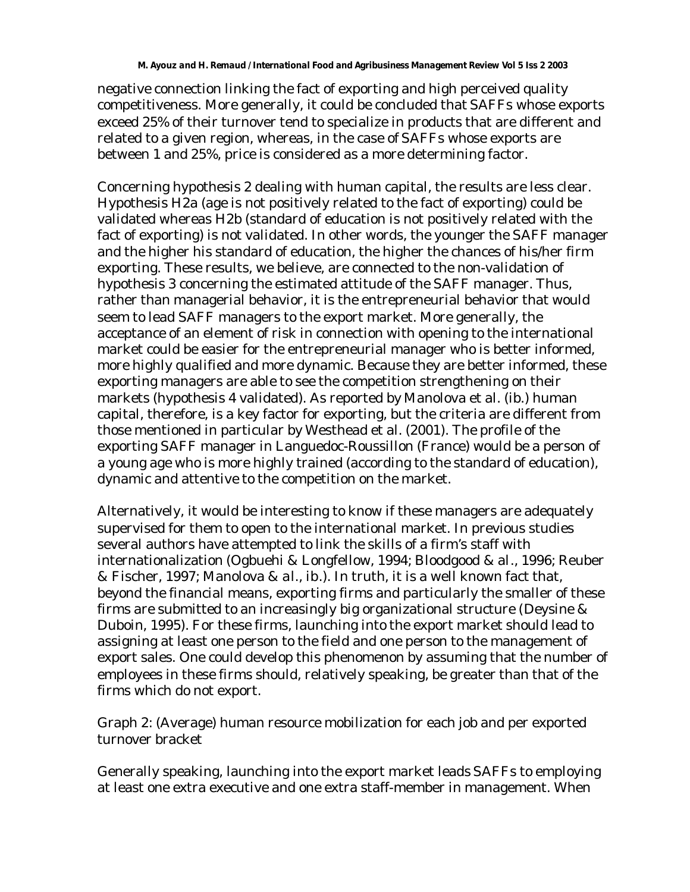negative connection linking the fact of exporting and high perceived quality competitiveness. More generally, it could be concluded that SAFFs whose exports exceed 25% of their turnover tend to specialize in products that are different and related to a given region, whereas, in the case of SAFFs whose exports are between 1 and 25%, price is considered as a more determining factor.

Concerning hypothesis 2 dealing with human capital, the results are less clear. Hypothesis H2a (age is not positively related to the fact of exporting) could be validated whereas H2b (standard of education is not positively related with the fact of exporting) is not validated. In other words, the younger the SAFF manager and the higher his standard of education, the higher the chances of his/her firm exporting. These results, we believe, are connected to the non-validation of hypothesis 3 concerning the estimated attitude of the SAFF manager. Thus, rather than managerial behavior, it is the entrepreneurial behavior that would seem to lead SAFF managers to the export market. More generally, the acceptance of an element of risk in connection with opening to the international market could be easier for the entrepreneurial manager who is better informed, more highly qualified and more dynamic. Because they are better informed, these exporting managers are able to see the competition strengthening on their markets (hypothesis 4 validated). As reported by Manolova et al. (ib.) human capital, therefore, is a key factor for exporting, but the criteria are different from those mentioned in particular by Westhead et al. (2001). The profile of the exporting SAFF manager in Languedoc-Roussillon (France) would be a person of a young age who is more highly trained (according to the standard of education), dynamic and attentive to the competition on the market.

Alternatively, it would be interesting to know if these managers are adequately supervised for them to open to the international market. In previous studies several authors have attempted to link the skills of a firm's staff with internationalization (Ogbuehi & Longfellow, 1994; Bloodgood & al., 1996; Reuber & Fischer, 1997; Manolova & al., ib.). In truth, it is a well known fact that, beyond the financial means, exporting firms and particularly the smaller of these firms are submitted to an increasingly big organizational structure (Deysine & Duboin, 1995). For these firms, launching into the export market should lead to assigning at least one person to the field and one person to the management of export sales. One could develop this phenomenon by assuming that the number of employees in these firms should, relatively speaking, be greater than that of the firms which do not export.

Graph 2: (Average) human resource mobilization for each job and per exported turnover bracket

Generally speaking, launching into the export market leads SAFFs to employing at least one extra executive and one extra staff-member in management. When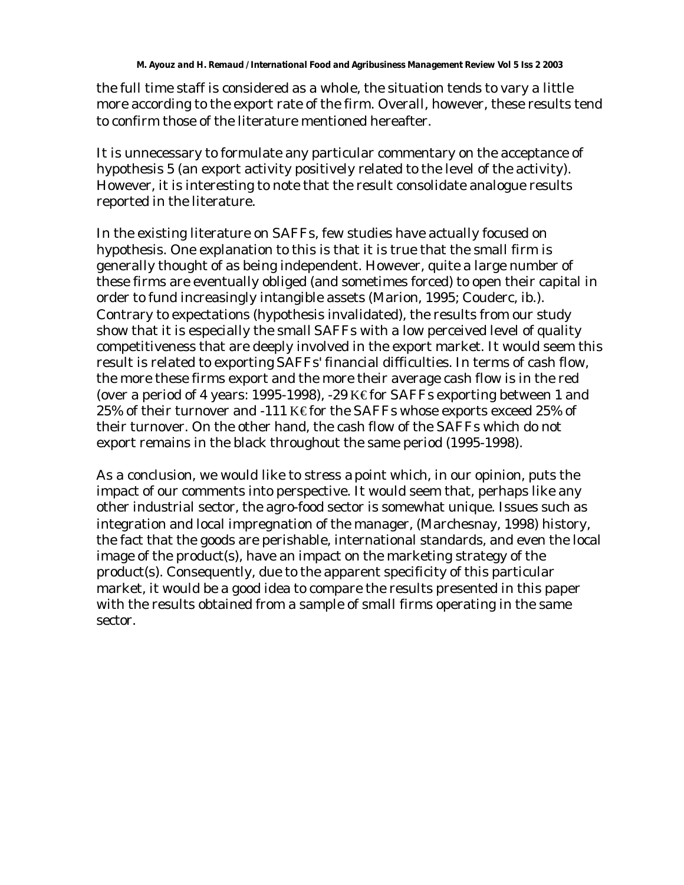the full time staff is considered as a whole, the situation tends to vary a little more according to the export rate of the firm. Overall, however, these results tend to confirm those of the literature mentioned hereafter.

It is unnecessary to formulate any particular commentary on the acceptance of hypothesis 5 (an export activity positively related to the level of the activity). However, it is interesting to note that the result consolidate analogue results reported in the literature.

In the existing literature on SAFFs, few studies have actually focused on hypothesis. One explanation to this is that it is true that the small firm is generally thought of as being independent. However, quite a large number of these firms are eventually obliged (and sometimes forced) to open their capital in order to fund increasingly intangible assets (Marion, 1995; Couderc, ib.). Contrary to expectations (hypothesis invalidated), the results from our study show that it is especially the small SAFFs with a low perceived level of quality competitiveness that are deeply involved in the export market. It would seem this result is related to exporting SAFFs' financial difficulties. In terms of cash flow, the more these firms export and the more their average cash flow is in the red (over a period of 4 years: 1995-1998), -29 K€ for SAFFs exporting between 1 and 25% of their turnover and -111 K€ for the SAFFs whose exports exceed 25% of their turnover. On the other hand, the cash flow of the SAFFs which do not export remains in the black throughout the same period (1995-1998).

As a conclusion, we would like to stress a point which, in our opinion, puts the impact of our comments into perspective. It would seem that, perhaps like any other industrial sector, the agro-food sector is somewhat unique. Issues such as integration and local impregnation of the manager, (Marchesnay, 1998) history, the fact that the goods are perishable, international standards, and even the local image of the product(s), have an impact on the marketing strategy of the product(s). Consequently, due to the apparent specificity of this particular market, it would be a good idea to compare the results presented in this paper with the results obtained from a sample of small firms operating in the same sector.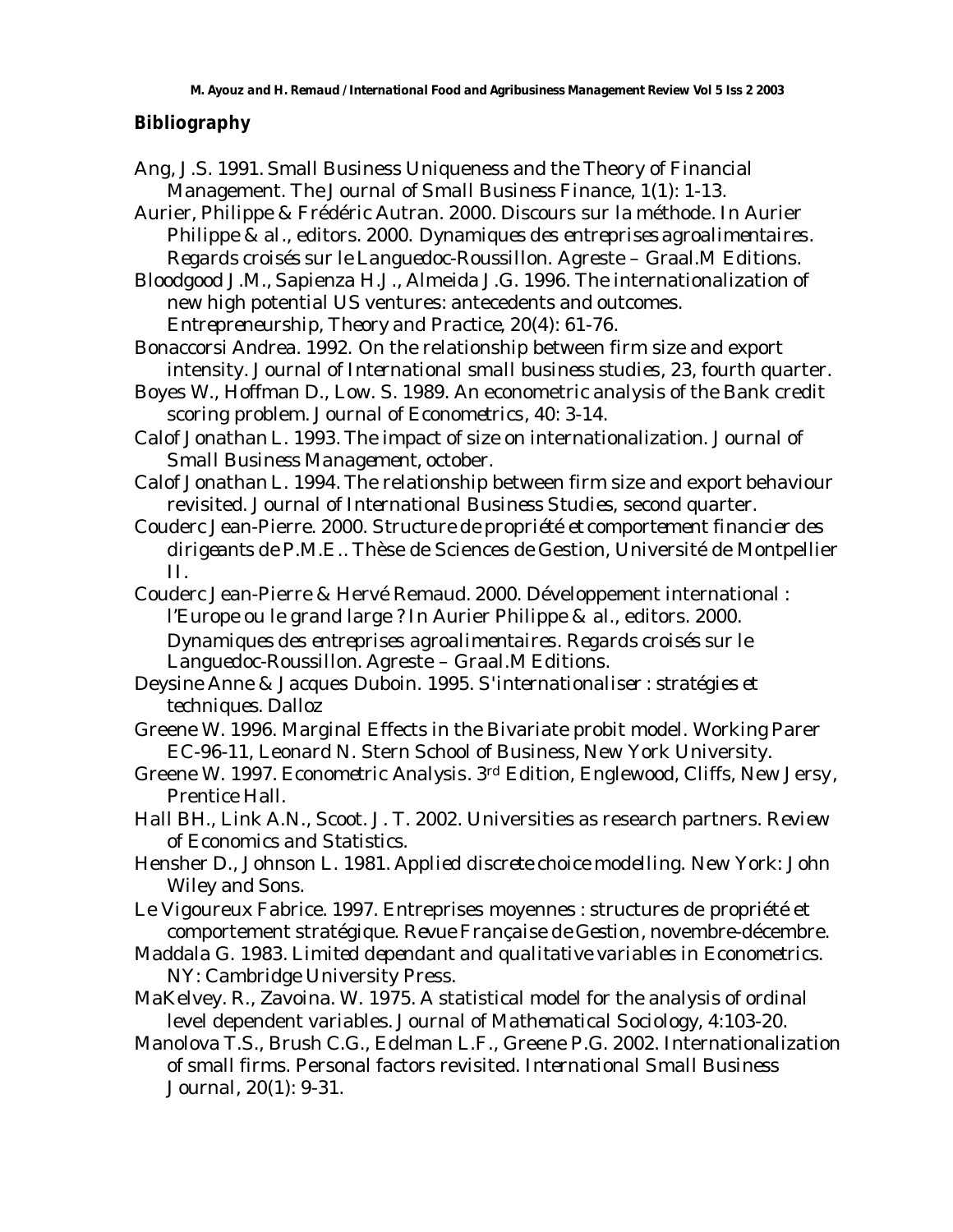## Bibliography

Ang, J.S. 1991. Small Business Uniqueness and the Theory of Financial Management. *The Journal of Small Business Finance*, 1(1): 1-13.

Aurier, Philippe & Frédéric Autran. 2000. Discours sur la méthode. In Aurier Philippe & al., editors. 2000. *Dynamiques des entreprises agroalimentaires. Regards croisés sur le Languedoc-Roussillon*. Agreste – Graal.M Editions.

Bloodgood J.M., Sapienza H.J., Almeida J.G. 1996. The internationalization of new high potential US ventures: antecedents and outcomes. *Entrepreneurship, Theory and Practice*, 20(4): 61-76.

Bonaccorsi Andrea. 1992. On the relationship between firm size and export intensity. *Journal of International small business studies*, 23, fourth quarter.

Boyes W., Hoffman D., Low. S. 1989. An econometric analysis of the Bank credit scoring problem. *Journal of Econometrics*, 40: 3-14.

Calof Jonathan L. 1993. The impact of size on internationalization. *Journal of Small Business Management*, october.

Calof Jonathan L. 1994. The relationship between firm size and export behaviour revisited. *Journal of International Business Studies*, second quarter.

Couderc Jean-Pierre. 2000. *Structure de propriété et comportement financier des dirigeants de P.M.E.*. Thèse de Sciences de Gestion, Université de Montpellier II.

Couderc Jean-Pierre & Hervé Remaud. 2000. Développement international : l'Europe ou le grand large ? In Aurier Philippe & al., editors. 2000. *Dynamiques des entreprises agroalimentaires. Regards croisés sur le Languedoc-Roussillon*. Agreste – Graal.M Editions.

Deysine Anne & Jacques Duboin. 1995. *S'internationaliser : stratégies et techniques*. Dalloz

Greene W. 1996. Marginal Effects in the Bivariate probit model. Working Parer EC-96-11, Leonard N. Stern School of Business, New York University.

Greene W. 1997. *Econometric Analysis*. 3rd Edition, Englewood, Cliffs, New Jersy, Prentice Hall.

Hall BH., Link A.N., Scoot. J. T. 2002. Universities as research partners. *Review of Economics and Statistics*.

Hensher D., Johnson L. 1981. *Applied discrete choice modelling*. New York: John Wiley and Sons.

Le Vigoureux Fabrice. 1997. Entreprises moyennes : structures de propriété et comportement stratégique. *Revue Française de Gestion*, novembre-décembre.

Maddala G. 1983. *Limited dependant and qualitative variables in Econometrics*. NY: Cambridge University Press.

MaKelvey. R., Zavoina. W. 1975. A statistical model for the analysis of ordinal level dependent variables. *Journal of Mathematical Sociology*, 4:103-20.

Manolova T.S., Brush C.G., Edelman L.F., Greene P.G. 2002. Internationalization of small firms. Personal factors revisited. *International Small Business Journal*, 20(1): 9-31.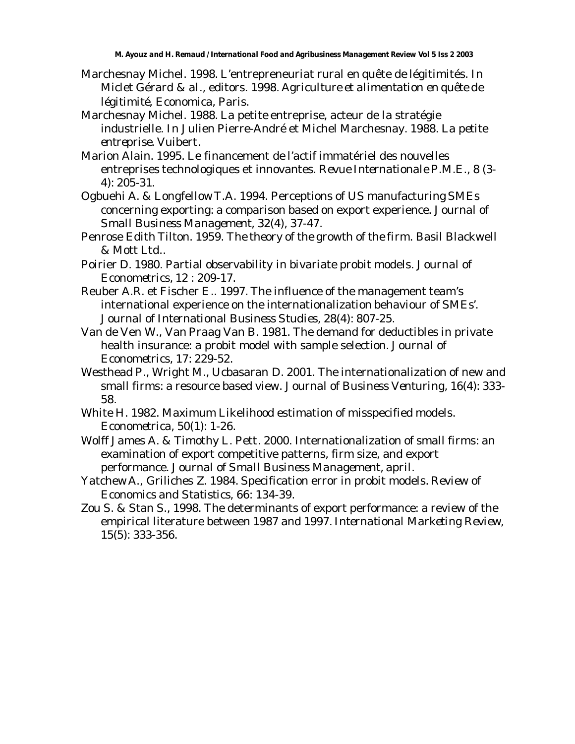Marchesnay Michel. 1998. L'entrepreneuriat rural en quête de légitimités. In Miclet Gérard & al., editors. 1998. *Agriculture et alimentation en quête de légitimité*, Economica, Paris.

Marchesnay Michel. 1988. La petite entreprise, acteur de la stratégie industrielle. In Julien Pierre-André et Michel Marchesnay. 1988. *La petite entreprise.* Vuibert.

Marion Alain. 1995. Le financement de l'actif immatériel des nouvelles entreprises technologiques et innovantes. *Revue Internationale P.M.E.*, 8 (3-4): 205-31.

Ogbuehi A. & Longfellow T.A. 1994. Perceptions of US manufacturing SMEs concerning exporting: a comparison based on export experience. *Journal of Small Business Management*, 32(4), 37-47.

Penrose Edith Tilton. 1959. *The theory of the growth of the firm.* Basil Blackwell & Mott Ltd..

Poirier D. 1980. Partial observability in bivariate probit models. *Journal of Econometrics*, 12 : 209-17.

Reuber A.R. et Fischer E.. 1997. The influence of the management team's international experience on the internationalization behaviour of SMEs'. *Journal of International Business Studies*, 28(4): 807-25.

Van de Ven W., Van Praag Van B. 1981. The demand for deductibles in private health insurance: a probit model with sample selection. *Journal of Econometrics*, 17: 229-52.

Westhead P., Wright M., Ucbasaran D. 2001. The internationalization of new and small firms: a resource based view. *Journal of Business Venturing*, 16(4): 333-58.

White H. 1982. Maximum Likelihood estimation of misspecified models. *Econometrica*, 50(1): 1-26.

Wolff James A. & Timothy L. Pett. 2000. Internationalization of small firms: an examination of export competitive patterns, firm size, and export performance. *Journal of Small Business Management*, april.

Yatchew A., Griliches Z. 1984. Specification error in probit models. *Review of Economics and Statistics*, 66: 134-39.

Zou S. & Stan S., 1998. The determinants of export performance: a review of the empirical literature between 1987 and 1997. *International Marketing Review*, 15(5): 333-356.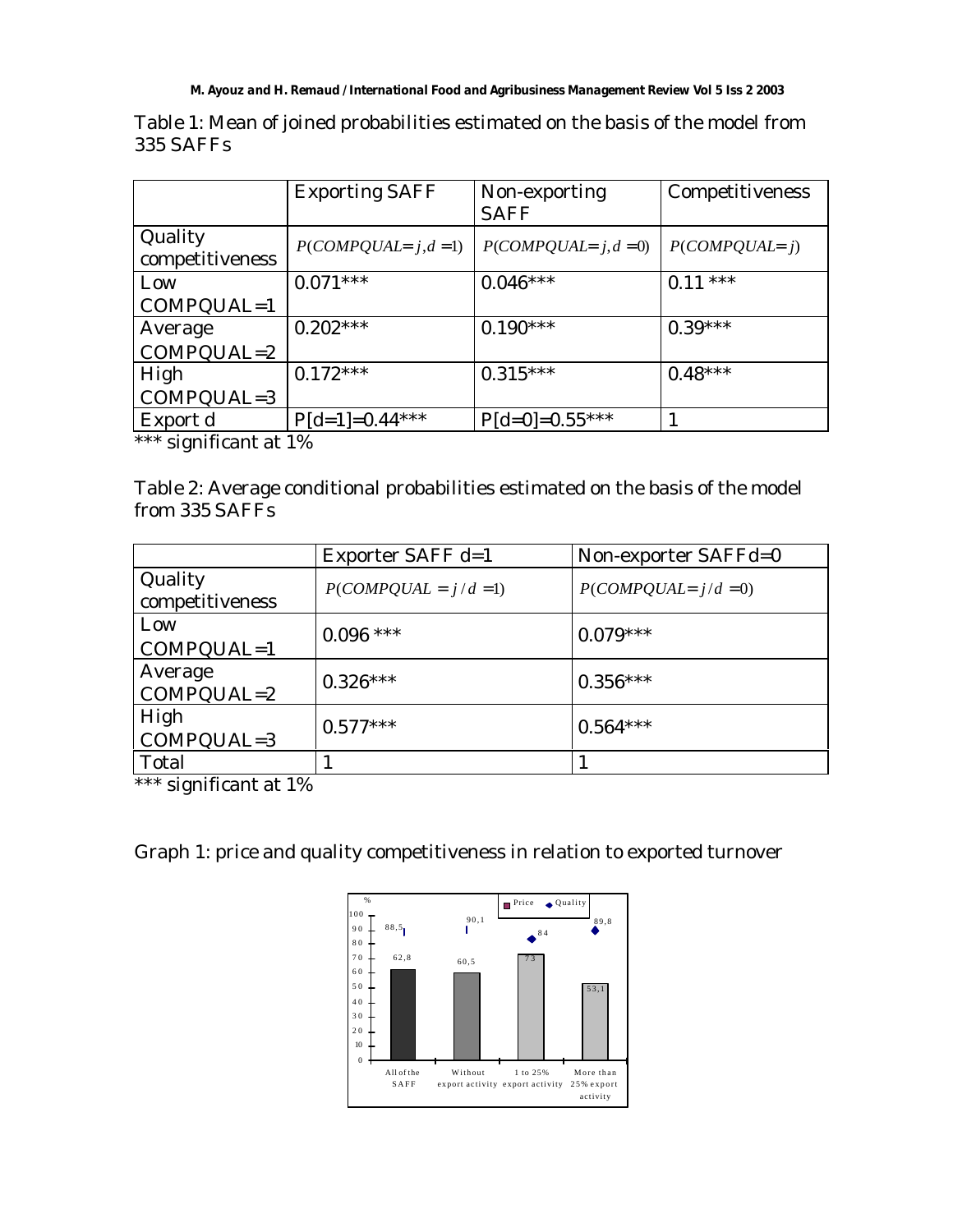Table 1: Mean of joined probabilities estimated on the basis of the model from 335 SAFFs

| | Exporting SAFF | Non-exporting SAFF | Competitiveness |
|---|---|---|---|
| Quality competitiveness | $P(COMPQUAL = j, d = 1)$ | $P(COMPQUAL = j, d = 0)$ | $P(COMPQUAL = j)$ |
| Low COMPQUAL=1 | 0.071*** | 0.046*** | 0.11 *** |
| Average COMPQUAL=2 | 0.202*** | 0.190*** | 0.39*** |
| High COMPQUAL=3 | 0.172*** | 0.315*** | 0.48*** |
| Export d | P[d=1]=0.44*** | P[d=0]=0.55*** | 1 |

*** significant at 1%

Table 2: Average conditional probabilities estimated on the basis of the model from 335 SAFFs

| | Exporter SAFF d=1 | Non-exporter SAFF d=0 |
|---|---|---|
| Quality competitiveness | $P(COMPQUAL = j / d = 1)$ | $P(COMPQUAL = j / d = 0)$ |
| Low COMPQUAL=1 | 0.096 *** | 0.079*** |
| Average COMPQUAL=2 | 0.326*** | 0.356*** |
| High COMPQUAL=3 | 0.577*** | 0.564*** |
| Total | 1 | 1 |

*** significant at 1%

Graph 1: price and quality competitiveness in relation to exported turnover

| | All of the SAFF | Without export activity | 1 to 25% export activity | More than 25% export activity |
|---|---|---|---|---|
| Price (%) | 62,8 | 60,5 | 73 | 53,1 |
| Quality (%) | 88,5 | 90,1 | 84 | 89,8 |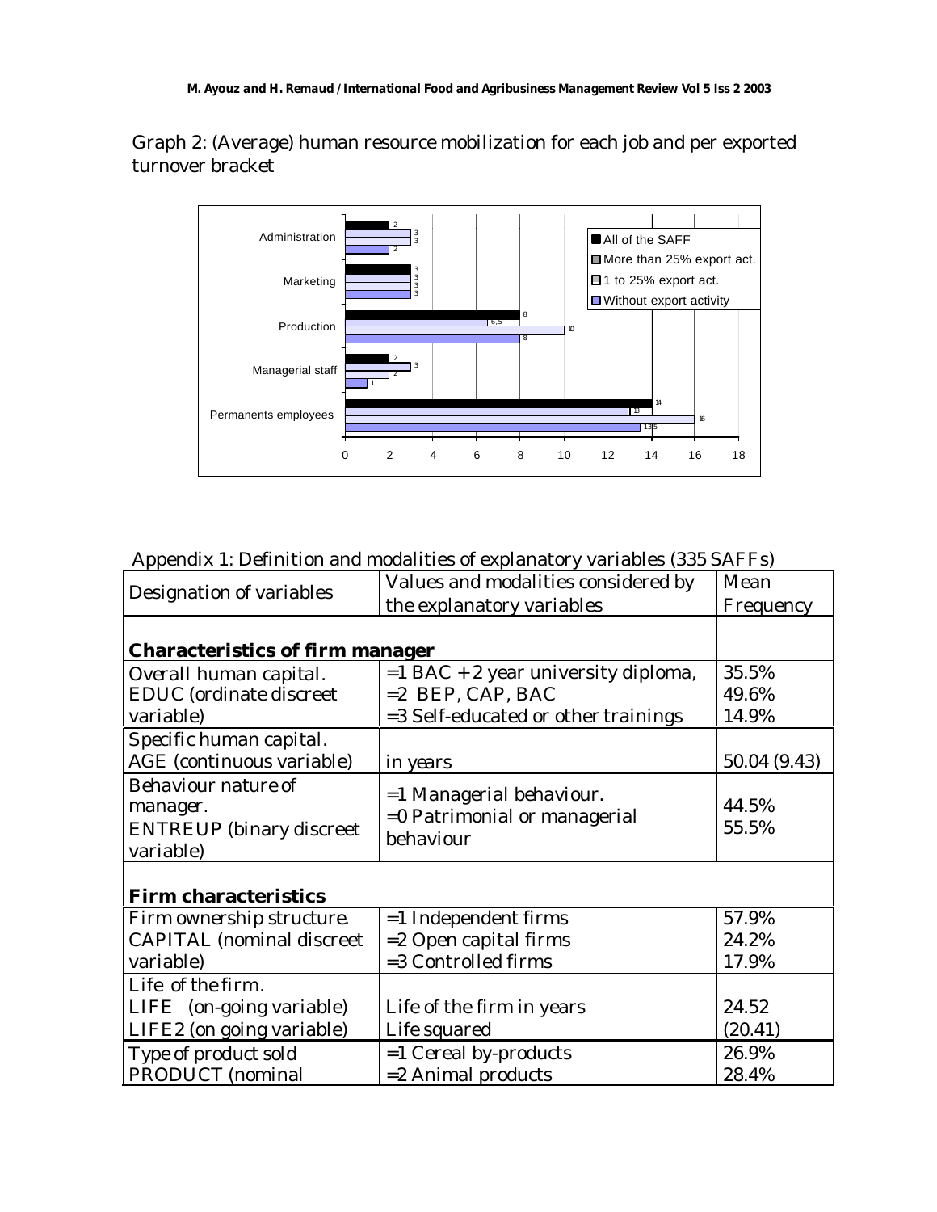Graph 2: (Average) human resource mobilization for each job and per exported turnover bracket

| | All of the SAFF | More than 25% export act. | 1 to 25% export act. | Without export activity |
|---|---|---|---|---|
| Administration | 2 | 3 | 3 | 2 |
| Marketing | 3 | 3 | 3 | 3 |
| Production | 8 | 6,5 | 10 | 8 |
| Managerial staff | 2 | 3 | 2 | 1 |
| Permanents employees | 14 | 13 | 16 | 13,5 |

Appendix 1: Definition and modalities of explanatory variables (335 SAFFs)

| Designation of variables | Values and modalities considered by the explanatory variables | Mean Frequency |
|---|---|---|
| **Characteristics of firm manager** | | |
| Overall human capital. EDUC (ordinate discreet variable) | =1 BAC + 2 year university diploma,<br>=2 BEP, CAP, BAC<br>=3 Self-educated or other trainings | 35.5%<br>49.6%<br>14.9% |
| Specific human capital. AGE (continuous variable) | in years | 50.04 (9.43) |
| Behaviour nature of manager. ENTREUP (binary discreet variable) | =1 Managerial behaviour.<br>=0 Patrimonial or managerial behaviour | 44.5%<br>55.5% |
| **Firm characteristics** | | |
| Firm ownership structure. CAPITAL (nominal discreet variable) | =1 Independent firms<br>=2 Open capital firms<br>=3 Controlled firms | 57.9%<br>24.2%<br>17.9% |
| Life of the firm.<br>LIFE (on-going variable)<br>LIFE2 (on going variable) | Life of the firm in years<br>Life squared | 24.52<br>(20.41) |
| Type of product sold PRODUCT (nominal | =1 Cereal by-products<br>=2 Animal products | 26.9%<br>28.4% |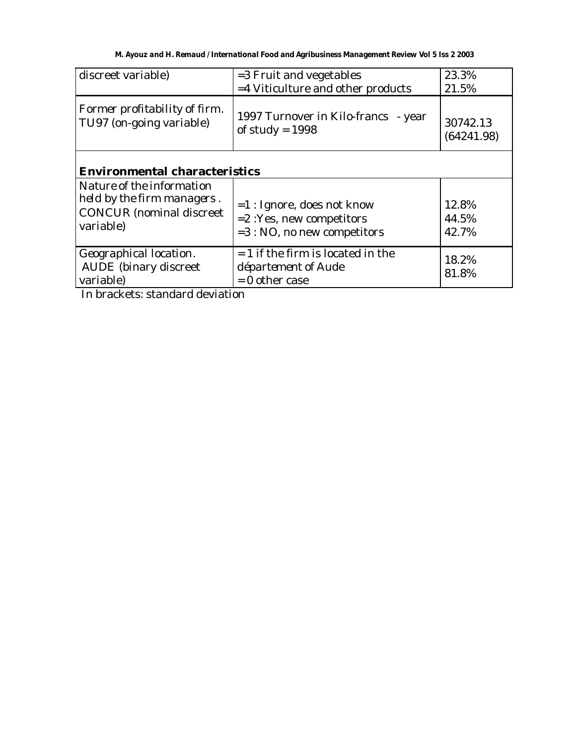| | | |
|---|---|---|
| discreet variable) | =3 Fruit and vegetables<br>=4 Viticulture and other products | 23.3%<br>21.5% |
| Former profitability of firm. TU97 (on-going variable) | 1997 Turnover in Kilo-francs - year of study = 1998 | 30742.13<br>(64241.98) |
| **Environmental characteristics** | | |
| Nature of the information held by the firm managers . CONCUR (nominal discreet variable) | =1 : Ignore, does not know<br>=2 :Yes, new competitors<br>=3 : NO, no new competitors | 12.8%<br>44.5%<br>42.7% |
| Geographical location. AUDE (binary discreet variable) | = 1 if the firm is located in the département of Aude<br>= 0 other case | 18.2%<br>81.8% |

In brackets: standard deviation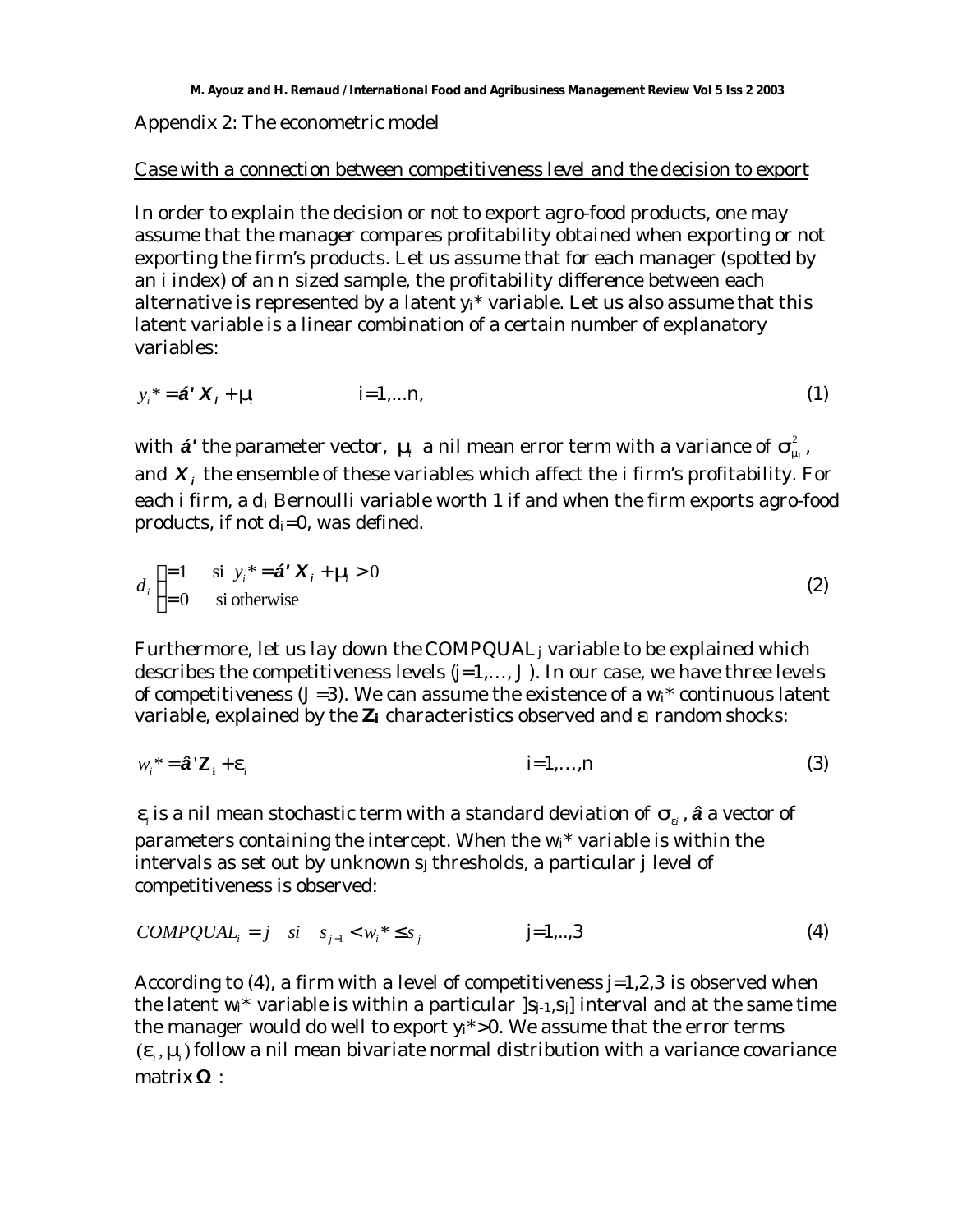Appendix 2: The econometric model

Case with a connection between competitiveness level and the decision to export

In order to explain the decision or not to export agro-food products, one may assume that the manager compares profitability obtained when exporting or not exporting the firm's products. Let us assume that for each manager (spotted by an i index) of an n sized sample, the profitability difference between each alternative is represented by a latent $y_i$* variable. Let us also assume that this latent variable is a linear combination of a certain number of explanatory variables:

$$y_i^* = \boldsymbol{\alpha}' \boldsymbol{X}_i + \mu_i \qquad i=1,...n, \tag{1}$$

with $\boldsymbol{\alpha}'$ the parameter vector, $\mu_i$ a nil mean error term with a variance of $\sigma^2_{\mu_i}$, and $\boldsymbol{X}_i$ the ensemble of these variables which affect the i firm's profitability. For each i firm, a $d_i$ Bernoulli variable worth 1 if and when the firm exports agro-food products, if not $d_i$=0, was defined.

$$d_i \begin{cases} =1 & \text{si } y_i^* = \boldsymbol{\alpha}' \boldsymbol{X}_i + \mu_i > 0 \\ =0 & \text{si otherwise} \end{cases} \tag{2}$$

Furthermore, let us lay down the COMPQUAL$_j$ variable to be explained which describes the competitiveness levels (j=1,…, J ). In our case, we have three levels of competitiveness (J =3). We can assume the existence of a $w_i$* continuous latent variable, explained by the $\mathbf{Z_i}$ characteristics observed and $\varepsilon_i$ random shocks:

$$w_i^* = \boldsymbol{\beta}' \mathbf{Z_i} + \varepsilon_i \qquad i=1,…,n \tag{3}$$

$\varepsilon_i$ is a nil mean stochastic term with a standard deviation of $\sigma_{\varepsilon i}$, $\boldsymbol{\beta}$ a vector of parameters containing the intercept. When the $w_i$* variable is within the intervals as set out by unknown $s_j$ thresholds, a particular j level of competitiveness is observed:

$$COMPQUAL_i = j \quad si \quad s_{j-1} < w_i^* \leq s_j \qquad j=1,..,3 \tag{4}$$

According to (4), a firm with a level of competitiveness j=1,2,3 is observed when the latent $w_i$* variable is within a particular $]s_{j-1},s_j]$ interval and at the same time the manager would do well to export $y_i$*>0. We assume that the error terms $(\varepsilon_i, \mu_i)$ follow a nil mean bivariate normal distribution with a variance covariance matrix $\boldsymbol{\Omega}$ :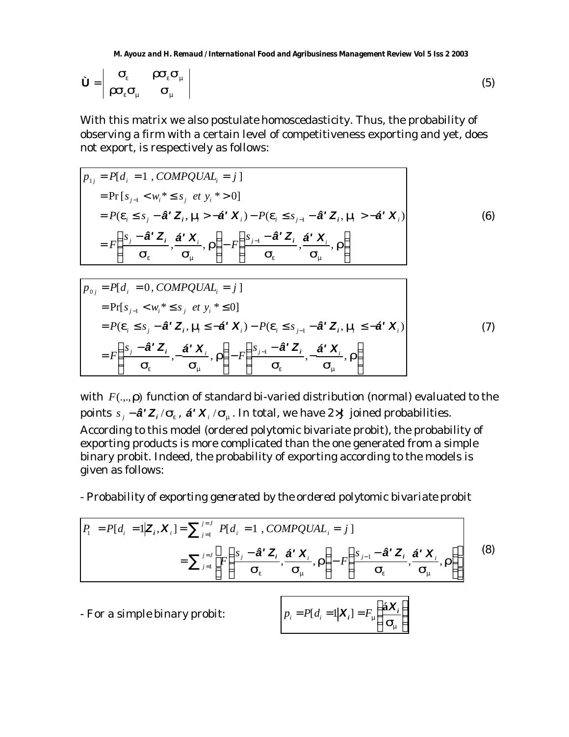$$\Omega = \begin{vmatrix} \sigma_{\varepsilon} & \rho\sigma_{\varepsilon}\sigma_{\mu} \\ \rho\sigma_{\varepsilon}\sigma_{\mu} & \sigma_{\mu} \end{vmatrix} \tag{5}$$

With this matrix we also postulate homoscedasticity. Thus, the probability of observing a firm with a certain level of competitiveness exporting and yet, does not export, is respectively as follows:

$$\begin{aligned} p_{1j} &= P[d_i = 1\ , COMPQUAL_i = j\,] \\ &= \Pr[s_{j-1} < w_i^* \le s_j \;\; et \;\; y_i^* > 0] \\ &= P(\varepsilon_i \le s_j - \boldsymbol{\beta' Z_i}, \mu_i > -\boldsymbol{\alpha' X_i}) - P(\varepsilon_i \le s_{j-1} - \boldsymbol{\beta' Z_i}, \mu_i > -\boldsymbol{\alpha' X_i}) \\ &= F\left(\frac{s_j - \boldsymbol{\beta' Z_i}}{\sigma_\varepsilon}, \frac{\boldsymbol{\alpha' X_i}}{\sigma_\mu}, \rho\right) - F\left(\frac{s_{j-1} - \boldsymbol{\beta' Z_i}}{\sigma_\varepsilon}, \frac{\boldsymbol{\alpha' X_i}}{\sigma_\mu}, \rho\right) \end{aligned} \tag{6}$$

$$\begin{aligned} p_{0j} &= P[d_i = 0\, , COMPQUAL_i = j\,] \\ &= \Pr[s_{j-1} < w_i^* \le s_j \;\; et \;\; y_i^* \le 0] \\ &= P(\varepsilon_i \le s_j - \boldsymbol{\beta' Z_i}, \mu_i \le -\boldsymbol{\alpha' X_i}) - P(\varepsilon_i \le s_{j-1} - \boldsymbol{\beta' Z_i}, \mu_i \le -\boldsymbol{\alpha' X_i}) \\ &= F\left(\frac{s_j - \boldsymbol{\beta' Z_i}}{\sigma_\varepsilon}, -\frac{\boldsymbol{\alpha' X_i}}{\sigma_\mu}, \rho\right) - F\left(\frac{s_{j-1} - \boldsymbol{\beta' Z_i}}{\sigma_\varepsilon}, -\frac{\boldsymbol{\alpha' X_i}}{\sigma_\mu}, \rho\right) \end{aligned} \tag{7}$$

with $F(.,.,\rho)$ function of standard bi-varied distribution (normal) evaluated to the points $s_j - \boldsymbol{\beta' Z_i}/\sigma_\varepsilon$, $\boldsymbol{\alpha' X_i}/\sigma_\mu$. In total, we have $2 \times J$ joined probabilities. According to this model (ordered polytomic bivariate probit), the probability of exporting products is more complicated than the one generated from a simple binary probit. Indeed, the probability of exporting according to the models is given as follows:

- Probability of exporting generated by the ordered polytomic bivariate probit

$$\begin{aligned} P_1 = P[d_i = 1 | \boldsymbol{Z_i}, \boldsymbol{X_i}] &= \sum_{j=1}^{j=J} P[d_i = 1\ , COMPQUAL_i = j\,] \\ &= \sum_{j=1}^{j=J} \left[ F\left(\frac{s_j - \boldsymbol{\beta' Z_i}}{\sigma_\varepsilon}, \frac{\boldsymbol{\alpha' X_i}}{\sigma_\mu}, \rho\right) - F\left(\frac{s_{j-1} - \boldsymbol{\beta' Z_i}}{\sigma_\varepsilon}, \frac{\boldsymbol{\alpha' X_i}}{\sigma_\mu}, \rho\right)\right] \end{aligned} \tag{8}$$

- For a simple binary probit:

$$p_i = P[d_i = 1 | \boldsymbol{X_i}] = F_\mu\left(\frac{\boldsymbol{\alpha X_i}}{\sigma_\mu}\right)$$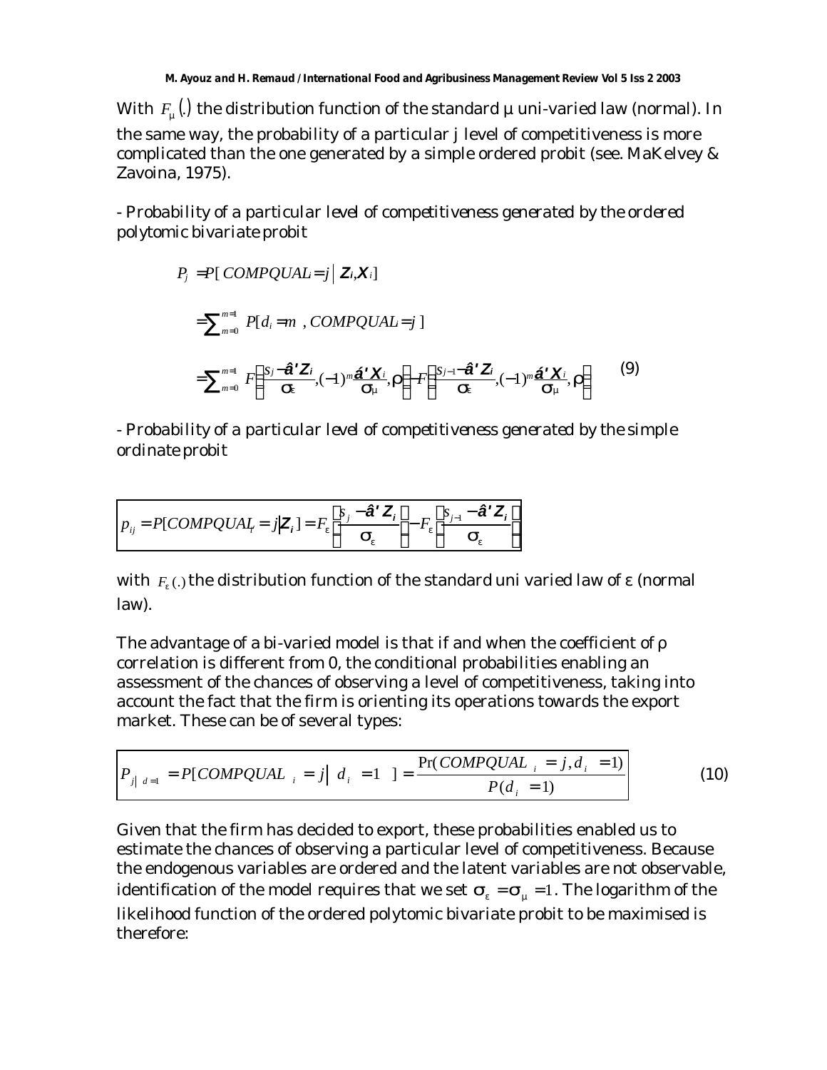With $F_{\mu}(.)$ the distribution function of the standard μ uni-varied law (normal). In the same way, the probability of a particular j level of competitiveness is more complicated than the one generated by a simple ordered probit (see. MaKelvey & Zavoina, 1975).

- *Probability of a particular level of competitiveness generated by the ordered polytomic bivariate probit*

$$P_j = P[\,COMPQUAL_i = j \mid \boldsymbol{Z}_i, \boldsymbol{X}_i\,]$$

$$= \sum_{m=0}^{m=1} P[d_i = m\ , COMPQUAL = j\,]$$

$$= \sum_{m=0}^{m=1} F\left(\frac{s_j - \hat{\boldsymbol{a}}'\boldsymbol{Z}_i}{\sigma_{\varepsilon}}, (-1)^m \frac{\hat{\boldsymbol{a}}'\boldsymbol{X}_i}{\sigma_{\mu}}, \rho\right) - F\left(\frac{s_{j-1} - \hat{\boldsymbol{a}}'\boldsymbol{Z}_i}{\sigma_{\varepsilon}}, (-1)^m \frac{\hat{\boldsymbol{a}}'\boldsymbol{X}_i}{\sigma_{\mu}}, \rho\right) \qquad (9)$$

- *Probability of a particular level of competitiveness generated by the simple ordinate probit*

$$p_{ij} = P[COMPQUAL_i = j \mid \boldsymbol{Z}_i] = F_{\varepsilon}\left(\frac{s_j - \hat{\boldsymbol{a}}'\boldsymbol{Z}_i}{\sigma_{\varepsilon}}\right) - F_{\varepsilon}\left(\frac{s_{j-1} - \hat{\boldsymbol{a}}'\boldsymbol{Z}_i}{\sigma_{\varepsilon}}\right)$$

with $F_{\varepsilon}(.)$ the distribution function of the standard uni varied law of ε (normal law).

The advantage of a bi-varied model is that if and when the coefficient of ρ correlation is different from 0, the conditional probabilities enabling an assessment of the chances of observing a level of competitiveness, taking into account the fact that the firm is orienting its operations towards the export market. These can be of several types:

$$P_{j|\, d=1} = P[COMPQUAL_i = j \mid d_i = 1\ ] = \frac{\Pr(COMPQUAL_i = j, d_i = 1)}{P(d_i = 1)} \qquad (10)$$

Given that the firm has decided to export, these probabilities enabled us to estimate the chances of observing a particular level of competitiveness. Because the endogenous variables are ordered and the latent variables are not observable, identification of the model requires that we set $\sigma_{\varepsilon} = \sigma_{\mu} = 1$. The logarithm of the likelihood function of the ordered polytomic bivariate probit to be maximised is therefore: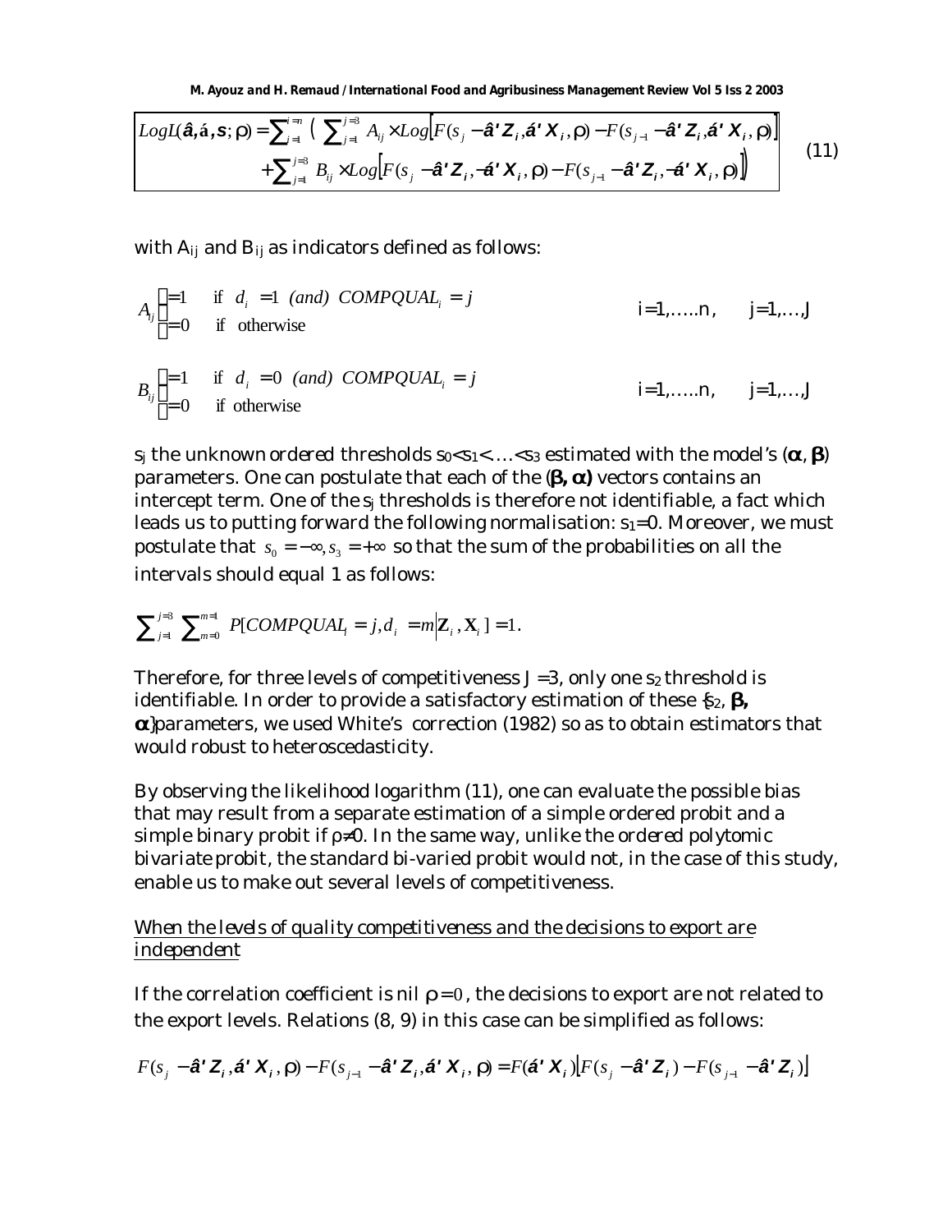$$LogL(\hat{\beta},\hat{\alpha},s;\rho) = \sum_{i=1}^{i=n} \Big( \sum_{j=1}^{j=3} A_{ij} \times Log\big[F(s_j - \hat{\beta}'Z_i, \hat{\alpha}'X_i, \rho) - F(s_{j-1} - \hat{\beta}'Z_i, \hat{\alpha}'X_i, \rho)\big] + \sum_{j=1}^{j=3} B_{ij} \times Log\big[F(s_j - \hat{\beta}'Z_i, -\hat{\alpha}'X_i, \rho) - F(s_{j-1} - \hat{\beta}'Z_i, -\hat{\alpha}'X_i, \rho)\big]\Big) \quad (11)$$

with $A_{ij}$ and $B_{ij}$ as indicators defined as follows:

$$A_{ij} \begin{cases} =1 & \text{if } d_i = 1 \text{ (and) } COMPQUAL_i = j \\ =0 & \text{if otherwise} \end{cases} \qquad i=1,\ldots..n, \quad j=1,\ldots,J$$

$$B_{ij} \begin{cases} =1 & \text{if } d_i = 0 \text{ (and) } COMPQUAL_i = j \\ =0 & \text{if otherwise} \end{cases} \qquad i=1,\ldots..n, \quad j=1,\ldots,J$$

$s_j$ the unknown ordered thresholds $s_0 < s_1 < \ldots < s_3$ estimated with the model's ($\boldsymbol{\alpha}$, $\boldsymbol{\beta}$) parameters. One can postulate that each of the ($\boldsymbol{\beta}, \boldsymbol{\alpha}$) vectors contains an intercept term. One of the $s_j$ thresholds is therefore not identifiable, a fact which leads us to putting forward the following normalisation: $s_1=0$. Moreover, we must postulate that $s_0 = -\infty, s_3 = +\infty$ so that the sum of the probabilities on all the intervals should equal 1 as follows:

$$\sum_{j=1}^{j=3} \sum_{m=0}^{m=1} P[COMPQUAL_i = j, d_i = m | \mathbf{Z}_i, \mathbf{X}_i] = 1.$$

Therefore, for three levels of competitiveness $J=3$, only one $s_2$ threshold is identifiable. In order to provide a satisfactory estimation of these {$s_2$, $\boldsymbol{\beta}$, $\boldsymbol{\alpha}$}parameters, we used White's correction (1982) so as to obtain estimators that would robust to heteroscedasticity.

By observing the likelihood logarithm (11), one can evaluate the possible bias that may result from a separate estimation of a simple ordered probit and a simple binary probit if $\rho \neq 0$. In the same way, unlike the ordered polytomic bivariate probit, the standard bi-varied probit would not, in the case of this study, enable us to make out several levels of competitiveness.

<u>When the levels of quality competitiveness and the decisions to export are independent</u>

If the correlation coefficient is nil $\rho = 0$, the decisions to export are not related to the export levels. Relations (8, 9) in this case can be simplified as follows:

$$F(s_j - \hat{\beta}'Z_i, \hat{\alpha}'X_i, \rho) - F(s_{j-1} - \hat{\beta}'Z_i, \hat{\alpha}'X_i, \rho) = F(\hat{\alpha}'X_i)\big[F(s_j - \hat{\beta}'Z_i) - F(s_{j-1} - \hat{\beta}'Z_i)\big]$$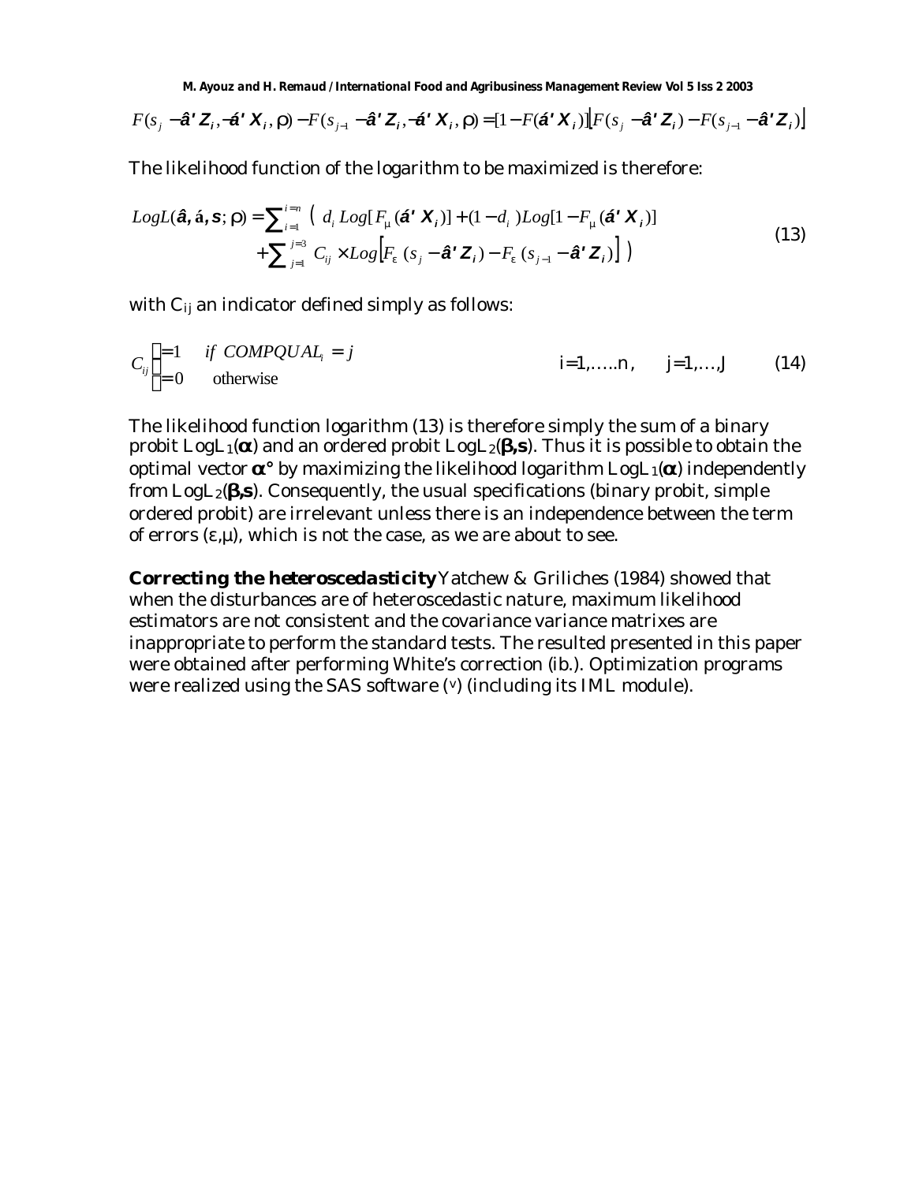$$F(s_j - \hat{a}' Z_i, -\acute{a}' X_i, \rho) - F(s_{j-1} - \hat{a}' Z_i, -\acute{a}' X_i, \rho) = [1 - F(\acute{a}' X_i)]\left[F(s_j - \hat{a}' Z_i) - F(s_{j-1} - \hat{a}' Z_i)\right]$$

The likelihood function of the logarithm to be maximized is therefore:

$$LogL(\hat{a}, \acute{a}, s; \rho) = \sum_{i=1}^{i=n} \Big( d_i \, Log[F_\mu(\acute{a}' X_i)] + (1 - d_i) Log[1 - F_\mu(\acute{a}' X_i)] + \sum_{j=1}^{j=3} C_{ij} \times Log\left[F_\varepsilon(s_j - \hat{a}' Z_i) - F_\varepsilon(s_{j-1} - \hat{a}' Z_i)\right] \Big) \tag{13}$$

with $C_{ij}$ an indicator defined simply as follows:

$$C_{ij} \begin{cases} = 1 & \text{if } COMPQUAL_i = j \\ = 0 & \text{otherwise} \end{cases} \qquad i=1,\ldots..n, \qquad j=1,\ldots,J \tag{14}$$

The likelihood function logarithm (13) is therefore simply the sum of a binary probit $LogL_1(\boldsymbol{\alpha})$ and an ordered probit $LogL_2(\boldsymbol{\beta}, \mathbf{s})$. Thus it is possible to obtain the optimal vector $\boldsymbol{\alpha}°$ by maximizing the likelihood logarithm $LogL_1(\boldsymbol{\alpha})$ independently from $LogL_2(\boldsymbol{\beta}, \mathbf{s})$. Consequently, the usual specifications (binary probit, simple ordered probit) are irrelevant unless there is an independence between the term of errors $(\varepsilon, \mu)$, which is not the case, as we are about to see.

**Correcting the heteroscedasticity** Yatchew & Griliches (1984) showed that when the disturbances are of heteroscedastic nature, maximum likelihood estimators are not consistent and the covariance variance matrixes are inappropriate to perform the standard tests. The resulted presented in this paper were obtained after performing White's correction (ib.). Optimization programs were realized using the SAS software (v) (including its IML module).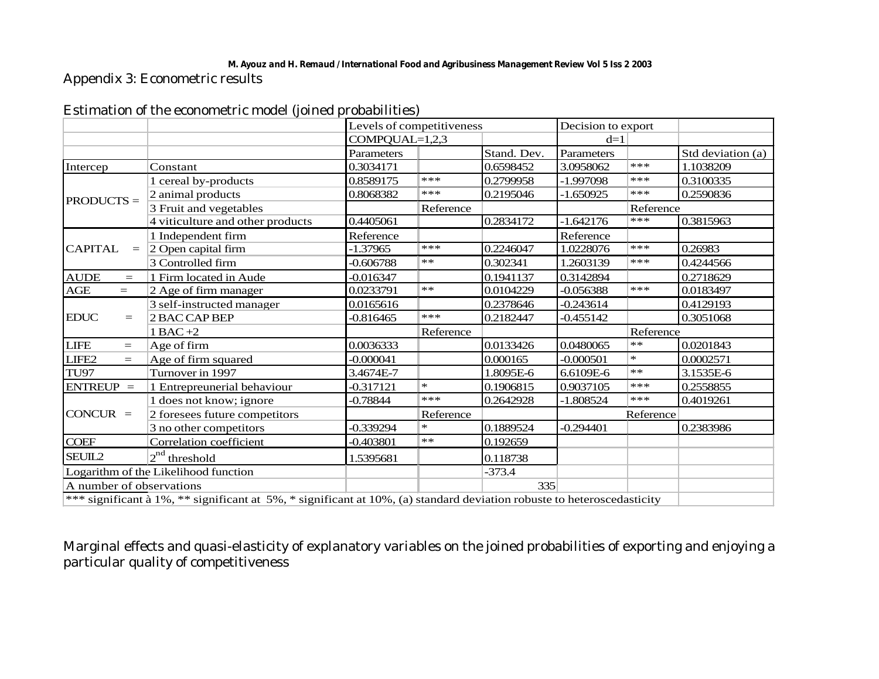## Appendix 3: Econometric results

### Estimation of the econometric model (joined probabilities)

| | | Levels of competitiveness | | | Decision to export | | |
|---|---|---|---|---|---|---|---|
| | | COMPQUAL=1,2,3 | | | d=1 | | |
| | | Parameters | | Stand. Dev. | Parameters | | Std deviation (a) |
| Intercep | Constant | 0.3034171 | | 0.6598452 | 3.0958062 | *** | 1.1038209 |
| PRODUCTS = | 1 cereal by-products | 0.8589175 | *** | 0.2799958 | -1.997098 | *** | 0.3100335 |
| | 2 animal products | 0.8068382 | *** | 0.2195046 | -1.650925 | *** | 0.2590836 |
| | 3 Fruit and vegetables | | Reference | | | Reference | |
| | 4 viticulture and other products | 0.4405061 | | 0.2834172 | -1.642176 | *** | 0.3815963 |
| CAPITAL = | 1 Independent firm | Reference | | | Reference | | |
| | 2 Open capital firm | -1.37965 | *** | 0.2246047 | 1.0228076 | *** | 0.26983 |
| | 3 Controlled firm | -0.606788 | ** | 0.302341 | 1.2603139 | *** | 0.4244566 |
| AUDE = | 1 Firm located in Aude | -0.016347 | | 0.1941137 | 0.3142894 | | 0.2718629 |
| AGE = | 2 Age of firm manager | 0.0233791 | ** | 0.0104229 | -0.056388 | *** | 0.0183497 |
| EDUC = | 3 self-instructed manager | 0.0165616 | | 0.2378646 | -0.243614 | | 0.4129193 |
| | 2 BAC CAP BEP | -0.816465 | *** | 0.2182447 | -0.455142 | | 0.3051068 |
| | 1 BAC +2 | | Reference | | | Reference | |
| LIFE = | Age of firm | 0.0036333 | | 0.0133426 | 0.0480065 | ** | 0.0201843 |
| LIFE2 = | Age of firm squared | -0.000041 | | 0.000165 | -0.000501 | * | 0.0002571 |
| TU97 | Turnover in 1997 | 3.4674E-7 | | 1.8095E-6 | 6.6109E-6 | ** | 3.1535E-6 |
| ENTREUP = | 1 Entrepreunerial behaviour | -0.317121 | * | 0.1906815 | 0.9037105 | *** | 0.2558855 |
| CONCUR = | 1 does not know; ignore | -0.78844 | *** | 0.2642928 | -1.808524 | *** | 0.4019261 |
| | 2 foresees future competitors | | Reference | | | Reference | |
| | 3 no other competitors | -0.339294 | * | 0.1889524 | -0.294401 | | 0.2383986 |
| COEF | Correlation coefficient | -0.403801 | ** | 0.192659 | | | |
| SEUIL2 | $2^{nd}$ threshold | 1.5395681 | | 0.118738 | | | |
| Logarithm of the Likelihood function | | | | -373.4 | | | |
| A number of observations | | | | 335 | | | |
| *** significant à 1%, ** significant at 5%, * significant at 10%, (a) standard deviation robuste to heteroscedasticity | | | | | | | |

### Marginal effects and quasi-elasticity of explanatory variables on the joined probabilities of exporting and enjoying a particular quality of competitiveness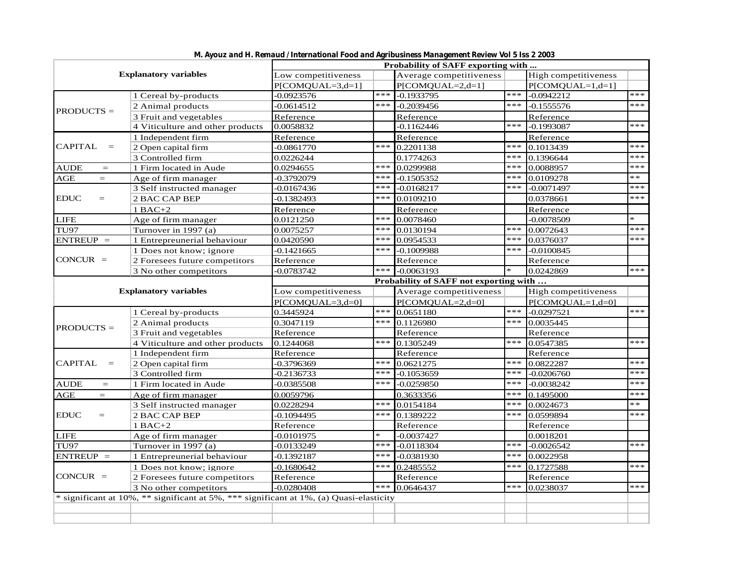| Explanatory variables | | Probability of SAFF exporting with ... | | | | | |
|---|---|---|---|---|---|---|---|
| | | Low competitiveness | | Average competitiveness | | High competitiveness | |
| | | P[COMQUAL=3,d=1] | | P[COMQUAL=2,d=1] | | P[COMQUAL=1,d=1] | |
| PRODUCTS = | 1 Cereal by-products | -0.0923576 | *** | -0.1933795 | *** | -0.0942212 | *** |
| | 2 Animal products | -0.0614512 | *** | -0.2039456 | *** | -0.1555576 | *** |
| | 3 Fruit and vegetables | Reference | | Reference | | Reference | |
| | 4 Viticulture and other products | 0.0058832 | | -0.1162446 | *** | -0.1993087 | *** |
| CAPITAL = | 1 Independent firm | Reference | | Reference | | Reference | |
| | 2 Open capital firm | -0.0861770 | *** | 0.2201138 | *** | 0.1013439 | *** |
| | 3 Controlled firm | 0.0226244 | | 0.1774263 | *** | 0.1396644 | *** |
| AUDE = | 1 Firm located in Aude | 0.0294655 | *** | 0.0299988 | *** | 0.0088957 | *** |
| AGE = | Age of firm manager | -0.3792079 | *** | -0.1505352 | *** | 0.0109278 | ** |
| EDUC = | 3 Self instructed manager | -0.0167436 | *** | -0.0168217 | *** | -0.0071497 | *** |
| | 2 BAC CAP BEP | -0.1382493 | *** | 0.0109210 | | 0.0378661 | *** |
| | 1 BAC+2 | Reference | | Reference | | Reference | |
| LIFE | Age of firm manager | 0.0121250 | *** | 0.0078460 | | -0.0078509 | * |
| TU97 | Turnover in 1997 (a) | 0.0075257 | *** | 0.0130194 | *** | 0.0072643 | *** |
| ENTREUP = | 1 Entrepreunerial behaviour | 0.0420590 | *** | 0.0954533 | *** | 0.0376037 | *** |
| CONCUR = | 1 Does not know; ignore | -0.1421665 | *** | -0.1009988 | *** | -0.0100845 | |
| | 2 Foresees future competitors | Reference | | Reference | | Reference | |
| | 3 No other competitors | -0.0783742 | *** | -0.0063193 | * | 0.0242869 | *** |
| **Explanatory variables** | | **Probability of SAFF not exporting with ...** | | | | | |
| | | Low competitiveness | | Average competitiveness | | High competitiveness | |
| | | P[COMQUAL=3,d=0] | | P[COMQUAL=2,d=0] | | P[COMQUAL=1,d=0] | |
| PRODUCTS = | 1 Cereal by-products | 0.3445924 | *** | 0.0651180 | *** | -0.0297521 | *** |
| | 2 Animal products | 0.3047119 | *** | 0.1126980 | *** | 0.0035445 | |
| | 3 Fruit and vegetables | Reference | | Reference | | Reference | |
| | 4 Viticulture and other products | 0.1244068 | *** | 0.1305249 | *** | 0.0547385 | *** |
| CAPITAL = | 1 Independent firm | Reference | | Reference | | Reference | |
| | 2 Open capital firm | -0.3796369 | *** | 0.0621275 | *** | 0.0822287 | *** |
| | 3 Controlled firm | -0.2136733 | *** | -0.1053659 | *** | -0.0206760 | *** |
| AUDE = | 1 Firm located in Aude | -0.0385508 | *** | -0.0259850 | *** | -0.0038242 | *** |
| AGE = | Age of firm manager | 0.0059796 | | 0.3633356 | *** | 0.1495000 | *** |
| EDUC = | 3 Self instructed manager | 0.0228294 | *** | 0.0154184 | *** | 0.0024673 | ** |
| | 2 BAC CAP BEP | -0.1094495 | *** | 0.1389222 | *** | 0.0599894 | *** |
| | 1 BAC+2 | Reference | | Reference | | Reference | |
| LIFE | Age of firm manager | -0.0101975 | * | -0.0037427 | | 0.0018201 | |
| TU97 | Turnover in 1997 (a) | -0.0133249 | *** | -0.0118304 | *** | -0.0026542 | *** |
| ENTREUP = | 1 Entrepreunerial behaviour | -0.1392187 | *** | -0.0381930 | *** | 0.0022958 | |
| CONCUR = | 1 Does not know; ignore | -0.1680642 | *** | 0.2485552 | *** | 0.1727588 | *** |
| | 2 Foresees future competitors | Reference | | Reference | | Reference | |
| | 3 No other competitors | -0.0280408 | *** | 0.0646437 | *** | 0.0238037 | *** |

\* significant at 10%, ** significant at 5%, *** significant at 1%, (a) Quasi-elasticity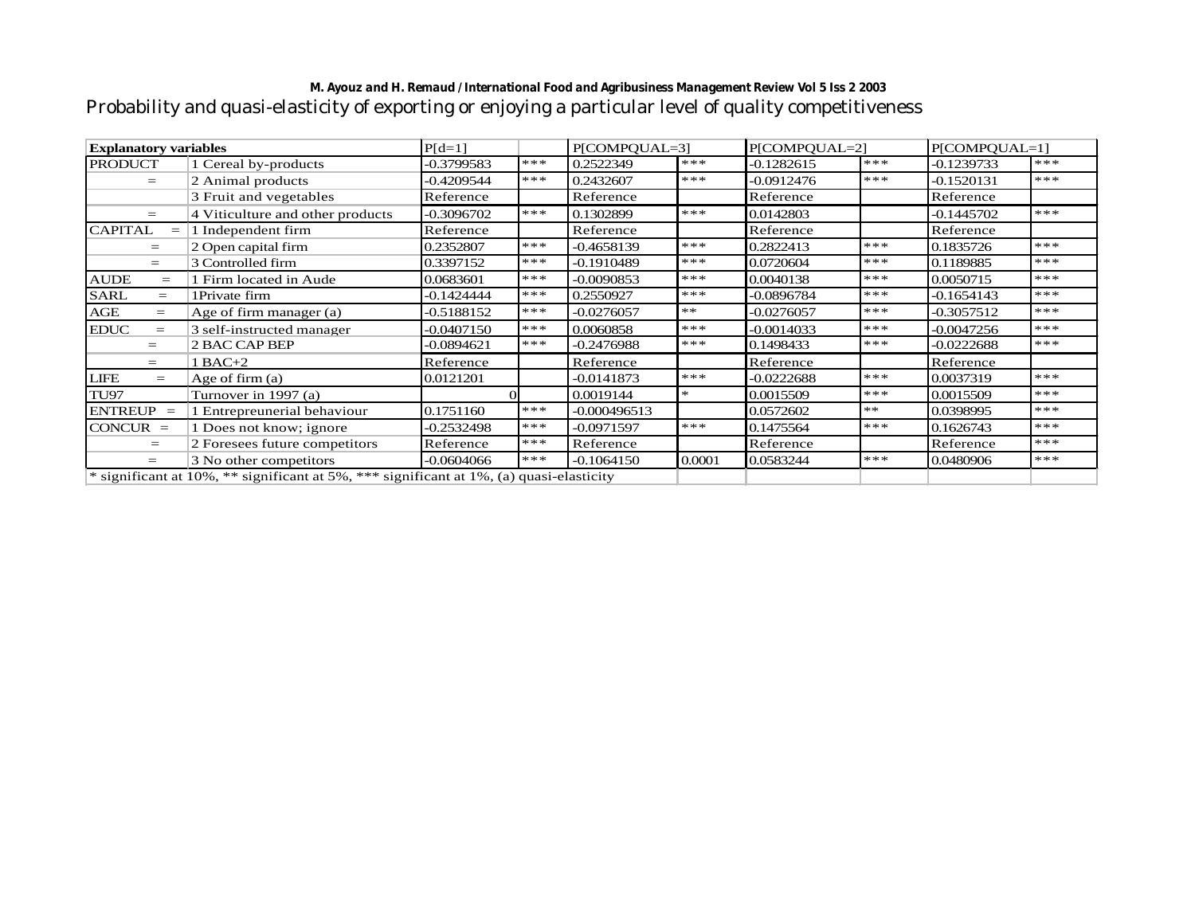Probability and quasi-elasticity of exporting or enjoying a particular level of quality competitiveness

| Explanatory variables | | P[d=1] | | P[COMPQUAL=3] | | P[COMPQUAL=2] | | P[COMPQUAL=1] | |
|---|---|---|---|---|---|---|---|---|---|
| PRODUCT | 1 Cereal by-products | -0.3799583 | *** | 0.2522349 | *** | -0.1282615 | *** | -0.1239733 | *** |
| = | 2 Animal products | -0.4209544 | *** | 0.2432607 | *** | -0.0912476 | *** | -0.1520131 | *** |
| | 3 Fruit and vegetables | Reference | | Reference | | Reference | | Reference | |
| = | 4 Viticulture and other products | -0.3096702 | *** | 0.1302899 | *** | 0.0142803 | | -0.1445702 | *** |
| CAPITAL = | 1 Independent firm | Reference | | Reference | | Reference | | Reference | |
| = | 2 Open capital firm | 0.2352807 | *** | -0.4658139 | *** | 0.2822413 | *** | 0.1835726 | *** |
| = | 3 Controlled firm | 0.3397152 | *** | -0.1910489 | *** | 0.0720604 | *** | 0.1189885 | *** |
| AUDE = | 1 Firm located in Aude | 0.0683601 | *** | -0.0090853 | *** | 0.0040138 | *** | 0.0050715 | *** |
| SARL = | 1Private firm | -0.1424444 | *** | 0.2550927 | *** | -0.0896784 | *** | -0.1654143 | *** |
| AGE = | Age of firm manager (a) | -0.5188152 | *** | -0.0276057 | ** | -0.0276057 | *** | -0.3057512 | *** |
| EDUC = | 3 self-instructed manager | -0.0407150 | *** | 0.0060858 | *** | -0.0014033 | *** | -0.0047256 | *** |
| = | 2 BAC CAP BEP | -0.0894621 | *** | -0.2476988 | *** | 0.1498433 | *** | -0.0222688 | *** |
| = | 1 BAC+2 | Reference | | Reference | | Reference | | Reference | |
| LIFE = | Age of firm (a) | 0.0121201 | | -0.0141873 | *** | -0.0222688 | *** | 0.0037319 | *** |
| TU97 | Turnover in 1997 (a) | 0 | | 0.0019144 | * | 0.0015509 | *** | 0.0015509 | *** |
| ENTREUP = | 1 Entrepreunerial behaviour | 0.1751160 | *** | -0.000496513 | | 0.0572602 | ** | 0.0398995 | *** |
| CONCUR = | 1 Does not know; ignore | -0.2532498 | *** | -0.0971597 | *** | 0.1475564 | *** | 0.1626743 | *** |
| = | 2 Foresees future competitors | Reference | *** | Reference | | Reference | | Reference | *** |
| = | 3 No other competitors | -0.0604066 | *** | -0.1064150 | 0.0001 | 0.0583244 | *** | 0.0480906 | *** |

* significant at 10%, ** significant at 5%, *** significant at 1%, (a) quasi-elasticity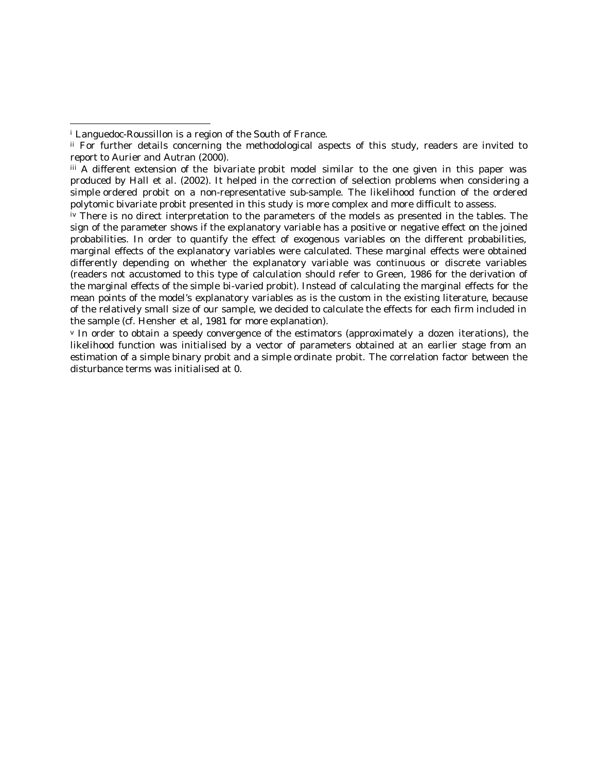[i] Languedoc-Roussillon is a region of the South of France.

[ii] For further details concerning the methodological aspects of this study, readers are invited to report to Aurier and Autran (2000).

[iii] A different extension of the bivariate probit model similar to the one given in this paper was produced by Hall et al. (2002). It helped in the correction of selection problems when considering a simple ordered probit on a non-representative sub-sample. The likelihood function of the ordered polytomic bivariate probit presented in this study is more complex and more difficult to assess.

[iv] There is no direct interpretation to the parameters of the models as presented in the tables. The sign of the parameter shows if the explanatory variable has a positive or negative effect on the joined probabilities. In order to quantify the effect of exogenous variables on the different probabilities, marginal effects of the explanatory variables were calculated. These marginal effects were obtained differently depending on whether the explanatory variable was continuous or discrete variables (readers not accustomed to this type of calculation should refer to Green, 1986 for the derivation of the marginal effects of the simple bi-varied probit). Instead of calculating the marginal effects for the mean points of the model's explanatory variables as is the custom in the existing literature, because of the relatively small size of our sample, we decided to calculate the effects for each firm included in the sample (cf. Hensher et al, 1981 for more explanation).

[v] In order to obtain a speedy convergence of the estimators (approximately a dozen iterations), the likelihood function was initialised by a vector of parameters obtained at an earlier stage from an estimation of a simple binary probit and a simple ordinate probit. The correlation factor between the disturbance terms was initialised at 0.